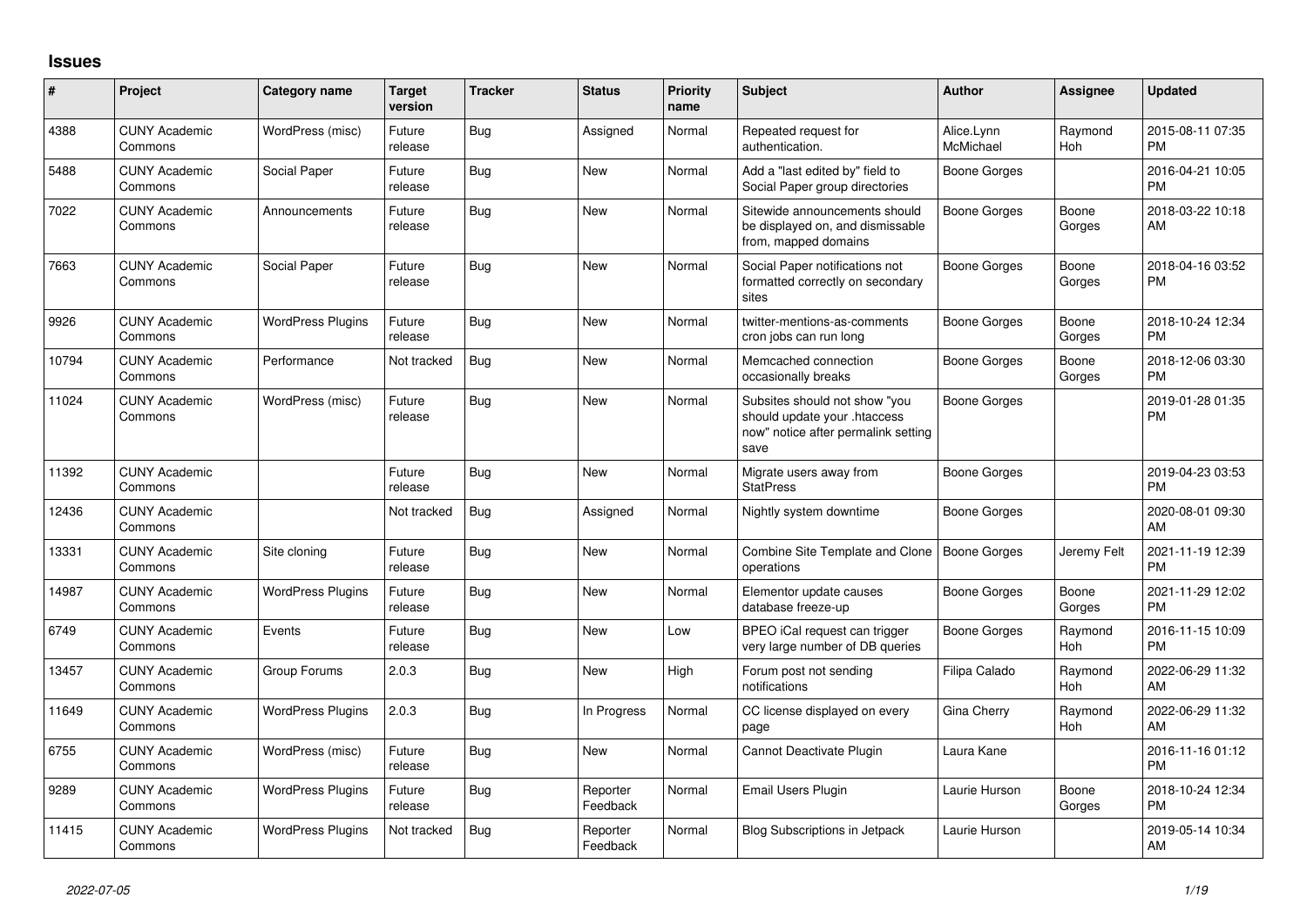## Issues

| # | Project | Category name | Target version | Tracker | Status | Priority name | Subject | Author | Assignee | Updated |
|---|---|---|---|---|---|---|---|---|---|---|
| 4388 | CUNY Academic Commons | WordPress (misc) | Future release | Bug | Assigned | Normal | Repeated request for authentication. | Alice.Lynn McMichael | Raymond Hoh | 2015-08-11 07:35 PM |
| 5488 | CUNY Academic Commons | Social Paper | Future release | Bug | New | Normal | Add a "last edited by" field to Social Paper group directories | Boone Gorges | | 2016-04-21 10:05 PM |
| 7022 | CUNY Academic Commons | Announcements | Future release | Bug | New | Normal | Sitewide announcements should be displayed on, and dismissable from, mapped domains | Boone Gorges | Boone Gorges | 2018-03-22 10:18 AM |
| 7663 | CUNY Academic Commons | Social Paper | Future release | Bug | New | Normal | Social Paper notifications not formatted correctly on secondary sites | Boone Gorges | Boone Gorges | 2018-04-16 03:52 PM |
| 9926 | CUNY Academic Commons | WordPress Plugins | Future release | Bug | New | Normal | twitter-mentions-as-comments cron jobs can run long | Boone Gorges | Boone Gorges | 2018-10-24 12:34 PM |
| 10794 | CUNY Academic Commons | Performance | Not tracked | Bug | New | Normal | Memcached connection occasionally breaks | Boone Gorges | Boone Gorges | 2018-12-06 03:30 PM |
| 11024 | CUNY Academic Commons | WordPress (misc) | Future release | Bug | New | Normal | Subsites should not show "you should update your .htaccess now" notice after permalink setting save | Boone Gorges | | 2019-01-28 01:35 PM |
| 11392 | CUNY Academic Commons | | Future release | Bug | New | Normal | Migrate users away from StatPress | Boone Gorges | | 2019-04-23 03:53 PM |
| 12436 | CUNY Academic Commons | | Not tracked | Bug | Assigned | Normal | Nightly system downtime | Boone Gorges | | 2020-08-01 09:30 AM |
| 13331 | CUNY Academic Commons | Site cloning | Future release | Bug | New | Normal | Combine Site Template and Clone operations | Boone Gorges | Jeremy Felt | 2021-11-19 12:39 PM |
| 14987 | CUNY Academic Commons | WordPress Plugins | Future release | Bug | New | Normal | Elementor update causes database freeze-up | Boone Gorges | Boone Gorges | 2021-11-29 12:02 PM |
| 6749 | CUNY Academic Commons | Events | Future release | Bug | New | Low | BPEO iCal request can trigger very large number of DB queries | Boone Gorges | Raymond Hoh | 2016-11-15 10:09 PM |
| 13457 | CUNY Academic Commons | Group Forums | 2.0.3 | Bug | New | High | Forum post not sending notifications | Filipa Calado | Raymond Hoh | 2022-06-29 11:32 AM |
| 11649 | CUNY Academic Commons | WordPress Plugins | 2.0.3 | Bug | In Progress | Normal | CC license displayed on every page | Gina Cherry | Raymond Hoh | 2022-06-29 11:32 AM |
| 6755 | CUNY Academic Commons | WordPress (misc) | Future release | Bug | New | Normal | Cannot Deactivate Plugin | Laura Kane | | 2016-11-16 01:12 PM |
| 9289 | CUNY Academic Commons | WordPress Plugins | Future release | Bug | Reporter Feedback | Normal | Email Users Plugin | Laurie Hurson | Boone Gorges | 2018-10-24 12:34 PM |
| 11415 | CUNY Academic Commons | WordPress Plugins | Not tracked | Bug | Reporter Feedback | Normal | Blog Subscriptions in Jetpack | Laurie Hurson | | 2019-05-14 10:34 AM |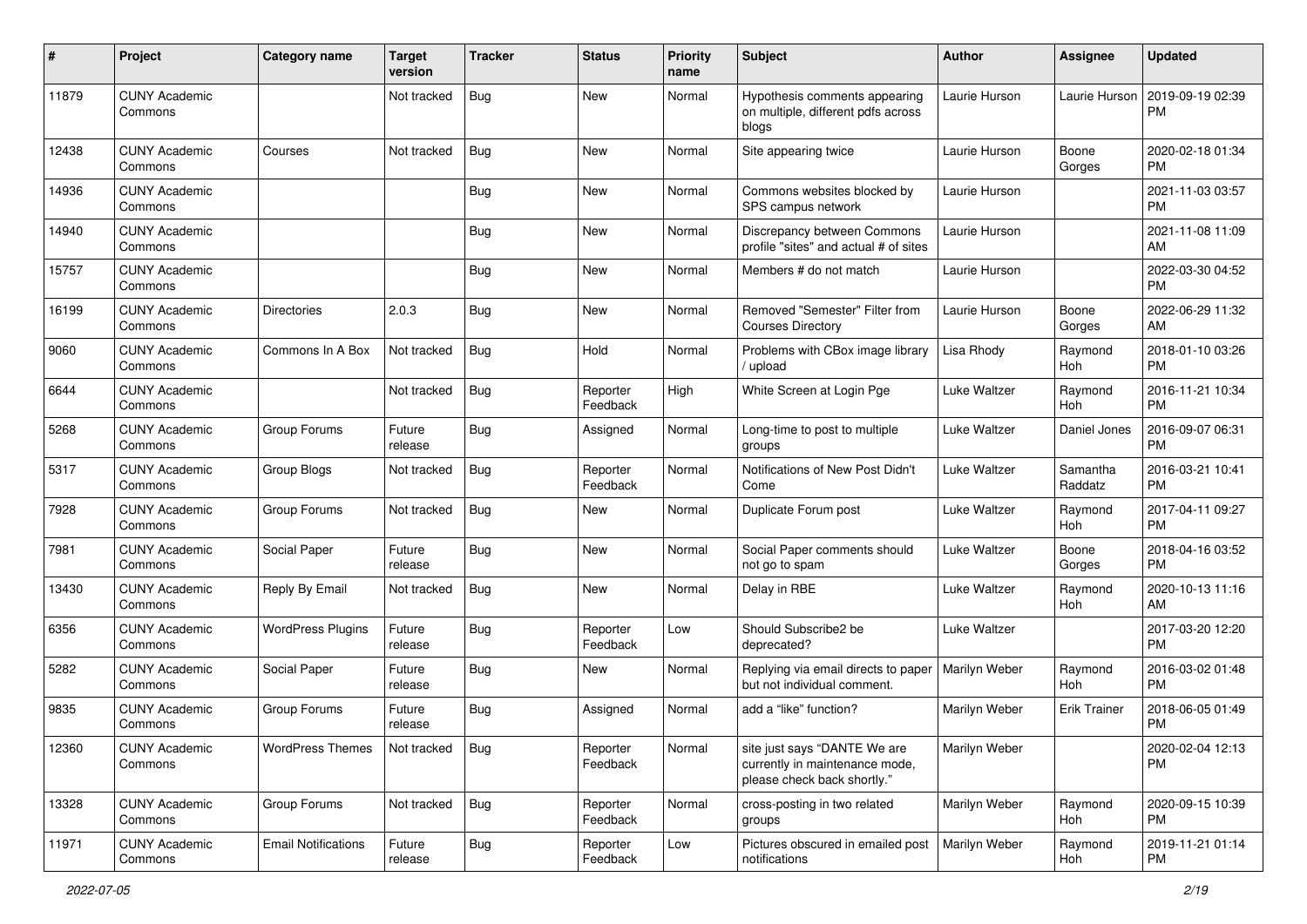| # | Project | Category name | Target version | Tracker | Status | Priority name | Subject | Author | Assignee | Updated |
|---|---|---|---|---|---|---|---|---|---|---|
| 11879 | CUNY Academic Commons | | Not tracked | Bug | New | Normal | Hypothesis comments appearing on multiple, different pdfs across blogs | Laurie Hurson | Laurie Hurson | 2019-09-19 02:39 PM |
| 12438 | CUNY Academic Commons | Courses | Not tracked | Bug | New | Normal | Site appearing twice | Laurie Hurson | Boone Gorges | 2020-02-18 01:34 PM |
| 14936 | CUNY Academic Commons | | | Bug | New | Normal | Commons websites blocked by SPS campus network | Laurie Hurson | | 2021-11-03 03:57 PM |
| 14940 | CUNY Academic Commons | | | Bug | New | Normal | Discrepancy between Commons profile "sites" and actual # of sites | Laurie Hurson | | 2021-11-08 11:09 AM |
| 15757 | CUNY Academic Commons | | | Bug | New | Normal | Members # do not match | Laurie Hurson | | 2022-03-30 04:52 PM |
| 16199 | CUNY Academic Commons | Directories | 2.0.3 | Bug | New | Normal | Removed "Semester" Filter from Courses Directory | Laurie Hurson | Boone Gorges | 2022-06-29 11:32 AM |
| 9060 | CUNY Academic Commons | Commons In A Box | Not tracked | Bug | Hold | Normal | Problems with CBox image library / upload | Lisa Rhody | Raymond Hoh | 2018-01-10 03:26 PM |
| 6644 | CUNY Academic Commons | | Not tracked | Bug | Reporter Feedback | High | White Screen at Login Pge | Luke Waltzer | Raymond Hoh | 2016-11-21 10:34 PM |
| 5268 | CUNY Academic Commons | Group Forums | Future release | Bug | Assigned | Normal | Long-time to post to multiple groups | Luke Waltzer | Daniel Jones | 2016-09-07 06:31 PM |
| 5317 | CUNY Academic Commons | Group Blogs | Not tracked | Bug | Reporter Feedback | Normal | Notifications of New Post Didn't Come | Luke Waltzer | Samantha Raddatz | 2016-03-21 10:41 PM |
| 7928 | CUNY Academic Commons | Group Forums | Not tracked | Bug | New | Normal | Duplicate Forum post | Luke Waltzer | Raymond Hoh | 2017-04-11 09:27 PM |
| 7981 | CUNY Academic Commons | Social Paper | Future release | Bug | New | Normal | Social Paper comments should not go to spam | Luke Waltzer | Boone Gorges | 2018-04-16 03:52 PM |
| 13430 | CUNY Academic Commons | Reply By Email | Not tracked | Bug | New | Normal | Delay in RBE | Luke Waltzer | Raymond Hoh | 2020-10-13 11:16 AM |
| 6356 | CUNY Academic Commons | WordPress Plugins | Future release | Bug | Reporter Feedback | Low | Should Subscribe2 be deprecated? | Luke Waltzer | | 2017-03-20 12:20 PM |
| 5282 | CUNY Academic Commons | Social Paper | Future release | Bug | New | Normal | Replying via email directs to paper but not individual comment. | Marilyn Weber | Raymond Hoh | 2016-03-02 01:48 PM |
| 9835 | CUNY Academic Commons | Group Forums | Future release | Bug | Assigned | Normal | add a "like" function? | Marilyn Weber | Erik Trainer | 2018-06-05 01:49 PM |
| 12360 | CUNY Academic Commons | WordPress Themes | Not tracked | Bug | Reporter Feedback | Normal | site just says "DANTE We are currently in maintenance mode, please check back shortly." | Marilyn Weber | | 2020-02-04 12:13 PM |
| 13328 | CUNY Academic Commons | Group Forums | Not tracked | Bug | Reporter Feedback | Normal | cross-posting in two related groups | Marilyn Weber | Raymond Hoh | 2020-09-15 10:39 PM |
| 11971 | CUNY Academic Commons | Email Notifications | Future release | Bug | Reporter Feedback | Low | Pictures obscured in emailed post notifications | Marilyn Weber | Raymond Hoh | 2019-11-21 01:14 PM |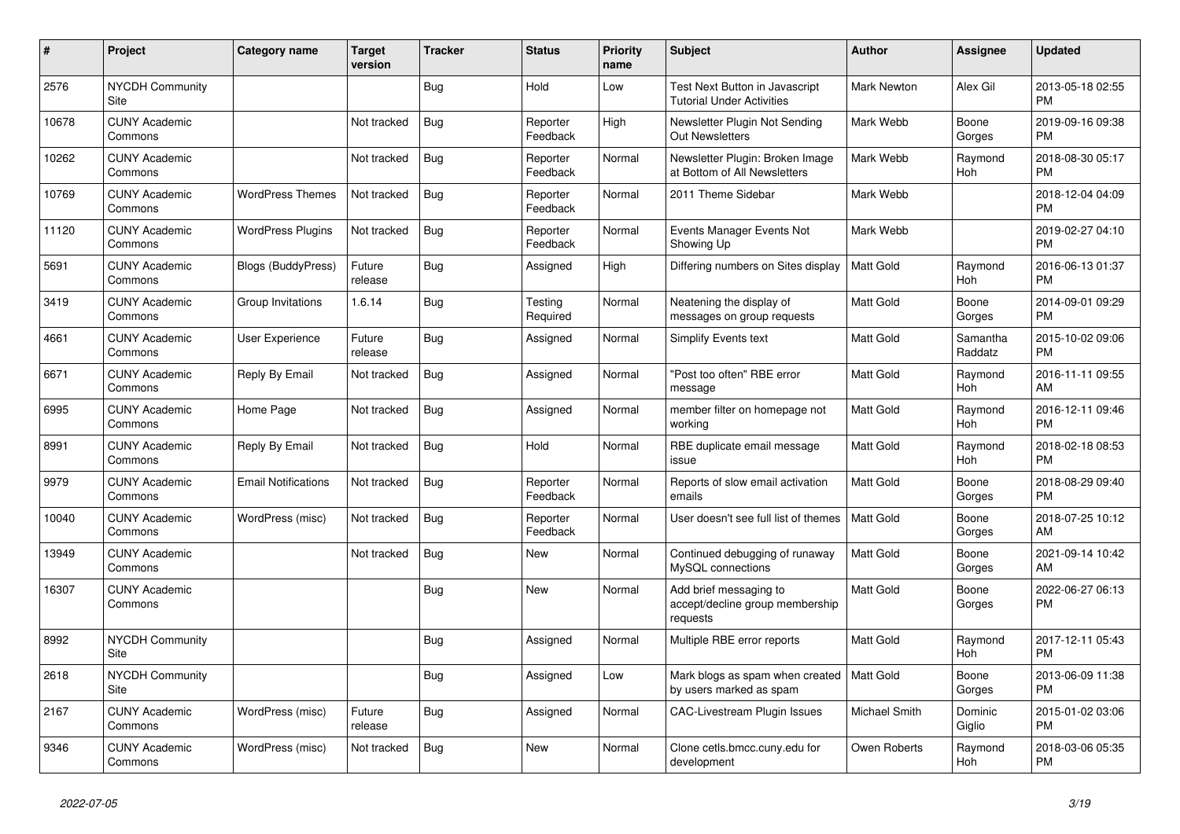| # | Project | Category name | Target version | Tracker | Status | Priority name | Subject | Author | Assignee | Updated |
|---|---|---|---|---|---|---|---|---|---|---|
| 2576 | NYCDH Community Site | | | Bug | Hold | Low | Test Next Button in Javascript Tutorial Under Activities | Mark Newton | Alex Gil | 2013-05-18 02:55 PM |
| 10678 | CUNY Academic Commons | | Not tracked | Bug | Reporter Feedback | High | Newsletter Plugin Not Sending Out Newsletters | Mark Webb | Boone Gorges | 2019-09-16 09:38 PM |
| 10262 | CUNY Academic Commons | | Not tracked | Bug | Reporter Feedback | Normal | Newsletter Plugin: Broken Image at Bottom of All Newsletters | Mark Webb | Raymond Hoh | 2018-08-30 05:17 PM |
| 10769 | CUNY Academic Commons | WordPress Themes | Not tracked | Bug | Reporter Feedback | Normal | 2011 Theme Sidebar | Mark Webb | | 2018-12-04 04:09 PM |
| 11120 | CUNY Academic Commons | WordPress Plugins | Not tracked | Bug | Reporter Feedback | Normal | Events Manager Events Not Showing Up | Mark Webb | | 2019-02-27 04:10 PM |
| 5691 | CUNY Academic Commons | Blogs (BuddyPress) | Future release | Bug | Assigned | High | Differing numbers on Sites display | Matt Gold | Raymond Hoh | 2016-06-13 01:37 PM |
| 3419 | CUNY Academic Commons | Group Invitations | 1.6.14 | Bug | Testing Required | Normal | Neatening the display of messages on group requests | Matt Gold | Boone Gorges | 2014-09-01 09:29 PM |
| 4661 | CUNY Academic Commons | User Experience | Future release | Bug | Assigned | Normal | Simplify Events text | Matt Gold | Samantha Raddatz | 2015-10-02 09:06 PM |
| 6671 | CUNY Academic Commons | Reply By Email | Not tracked | Bug | Assigned | Normal | "Post too often" RBE error message | Matt Gold | Raymond Hoh | 2016-11-11 09:55 AM |
| 6995 | CUNY Academic Commons | Home Page | Not tracked | Bug | Assigned | Normal | member filter on homepage not working | Matt Gold | Raymond Hoh | 2016-12-11 09:46 PM |
| 8991 | CUNY Academic Commons | Reply By Email | Not tracked | Bug | Hold | Normal | RBE duplicate email message issue | Matt Gold | Raymond Hoh | 2018-02-18 08:53 PM |
| 9979 | CUNY Academic Commons | Email Notifications | Not tracked | Bug | Reporter Feedback | Normal | Reports of slow email activation emails | Matt Gold | Boone Gorges | 2018-08-29 09:40 PM |
| 10040 | CUNY Academic Commons | WordPress (misc) | Not tracked | Bug | Reporter Feedback | Normal | User doesn't see full list of themes | Matt Gold | Boone Gorges | 2018-07-25 10:12 AM |
| 13949 | CUNY Academic Commons | | Not tracked | Bug | New | Normal | Continued debugging of runaway MySQL connections | Matt Gold | Boone Gorges | 2021-09-14 10:42 AM |
| 16307 | CUNY Academic Commons | | | Bug | New | Normal | Add brief messaging to accept/decline group membership requests | Matt Gold | Boone Gorges | 2022-06-27 06:13 PM |
| 8992 | NYCDH Community Site | | | Bug | Assigned | Normal | Multiple RBE error reports | Matt Gold | Raymond Hoh | 2017-12-11 05:43 PM |
| 2618 | NYCDH Community Site | | | Bug | Assigned | Low | Mark blogs as spam when created by users marked as spam | Matt Gold | Boone Gorges | 2013-06-09 11:38 PM |
| 2167 | CUNY Academic Commons | WordPress (misc) | Future release | Bug | Assigned | Normal | CAC-Livestream Plugin Issues | Michael Smith | Dominic Giglio | 2015-01-02 03:06 PM |
| 9346 | CUNY Academic Commons | WordPress (misc) | Not tracked | Bug | New | Normal | Clone cetls.bmcc.cuny.edu for development | Owen Roberts | Raymond Hoh | 2018-03-06 05:35 PM |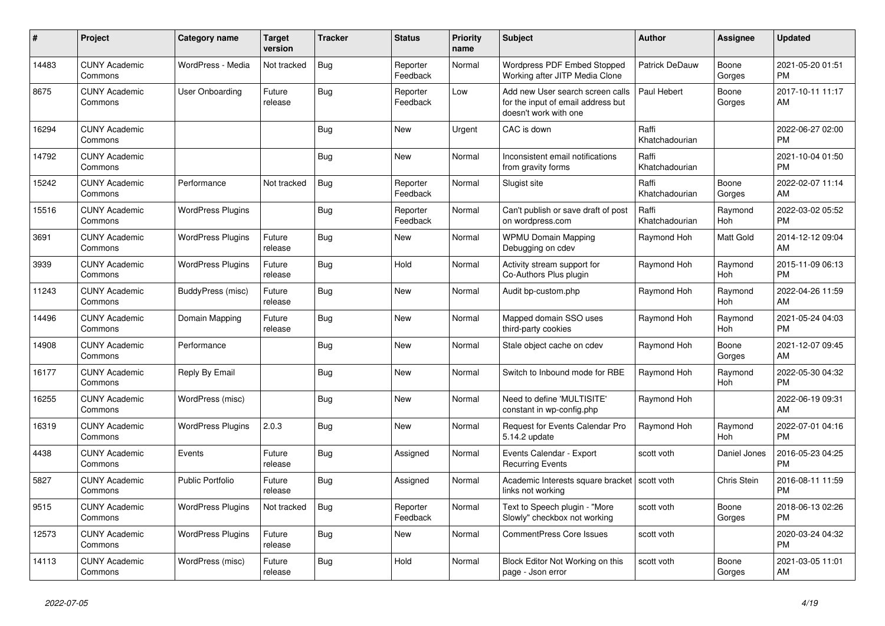| # | Project | Category name | Target version | Tracker | Status | Priority name | Subject | Author | Assignee | Updated |
|---|---|---|---|---|---|---|---|---|---|---|
| 14483 | CUNY Academic Commons | WordPress - Media | Not tracked | Bug | Reporter Feedback | Normal | Wordpress PDF Embed Stopped Working after JITP Media Clone | Patrick DeDauw | Boone Gorges | 2021-05-20 01:51 PM |
| 8675 | CUNY Academic Commons | User Onboarding | Future release | Bug | Reporter Feedback | Low | Add new User search screen calls for the input of email address but doesn't work with one | Paul Hebert | Boone Gorges | 2017-10-11 11:17 AM |
| 16294 | CUNY Academic Commons | | | Bug | New | Urgent | CAC is down | Raffi Khatchadourian | | 2022-06-27 02:00 PM |
| 14792 | CUNY Academic Commons | | | Bug | New | Normal | Inconsistent email notifications from gravity forms | Raffi Khatchadourian | | 2021-10-04 01:50 PM |
| 15242 | CUNY Academic Commons | Performance | Not tracked | Bug | Reporter Feedback | Normal | Slugist site | Raffi Khatchadourian | Boone Gorges | 2022-02-07 11:14 AM |
| 15516 | CUNY Academic Commons | WordPress Plugins | | Bug | Reporter Feedback | Normal | Can't publish or save draft of post on wordpress.com | Raffi Khatchadourian | Raymond Hoh | 2022-03-02 05:52 PM |
| 3691 | CUNY Academic Commons | WordPress Plugins | Future release | Bug | New | Normal | WPMU Domain Mapping Debugging on cdev | Raymond Hoh | Matt Gold | 2014-12-12 09:04 AM |
| 3939 | CUNY Academic Commons | WordPress Plugins | Future release | Bug | Hold | Normal | Activity stream support for Co-Authors Plus plugin | Raymond Hoh | Raymond Hoh | 2015-11-09 06:13 PM |
| 11243 | CUNY Academic Commons | BuddyPress (misc) | Future release | Bug | New | Normal | Audit bp-custom.php | Raymond Hoh | Raymond Hoh | 2022-04-26 11:59 AM |
| 14496 | CUNY Academic Commons | Domain Mapping | Future release | Bug | New | Normal | Mapped domain SSO uses third-party cookies | Raymond Hoh | Raymond Hoh | 2021-05-24 04:03 PM |
| 14908 | CUNY Academic Commons | Performance | | Bug | New | Normal | Stale object cache on cdev | Raymond Hoh | Boone Gorges | 2021-12-07 09:45 AM |
| 16177 | CUNY Academic Commons | Reply By Email | | Bug | New | Normal | Switch to Inbound mode for RBE | Raymond Hoh | Raymond Hoh | 2022-05-30 04:32 PM |
| 16255 | CUNY Academic Commons | WordPress (misc) | | Bug | New | Normal | Need to define 'MULTISITE' constant in wp-config.php | Raymond Hoh | | 2022-06-19 09:31 AM |
| 16319 | CUNY Academic Commons | WordPress Plugins | 2.0.3 | Bug | New | Normal | Request for Events Calendar Pro 5.14.2 update | Raymond Hoh | Raymond Hoh | 2022-07-01 04:16 PM |
| 4438 | CUNY Academic Commons | Events | Future release | Bug | Assigned | Normal | Events Calendar - Export Recurring Events | scott voth | Daniel Jones | 2016-05-23 04:25 PM |
| 5827 | CUNY Academic Commons | Public Portfolio | Future release | Bug | Assigned | Normal | Academic Interests square bracket links not working | scott voth | Chris Stein | 2016-08-11 11:59 PM |
| 9515 | CUNY Academic Commons | WordPress Plugins | Not tracked | Bug | Reporter Feedback | Normal | Text to Speech plugin - "More Slowly" checkbox not working | scott voth | Boone Gorges | 2018-06-13 02:26 PM |
| 12573 | CUNY Academic Commons | WordPress Plugins | Future release | Bug | New | Normal | CommentPress Core Issues | scott voth | | 2020-03-24 04:32 PM |
| 14113 | CUNY Academic Commons | WordPress (misc) | Future release | Bug | Hold | Normal | Block Editor Not Working on this page - Json error | scott voth | Boone Gorges | 2021-03-05 11:01 AM |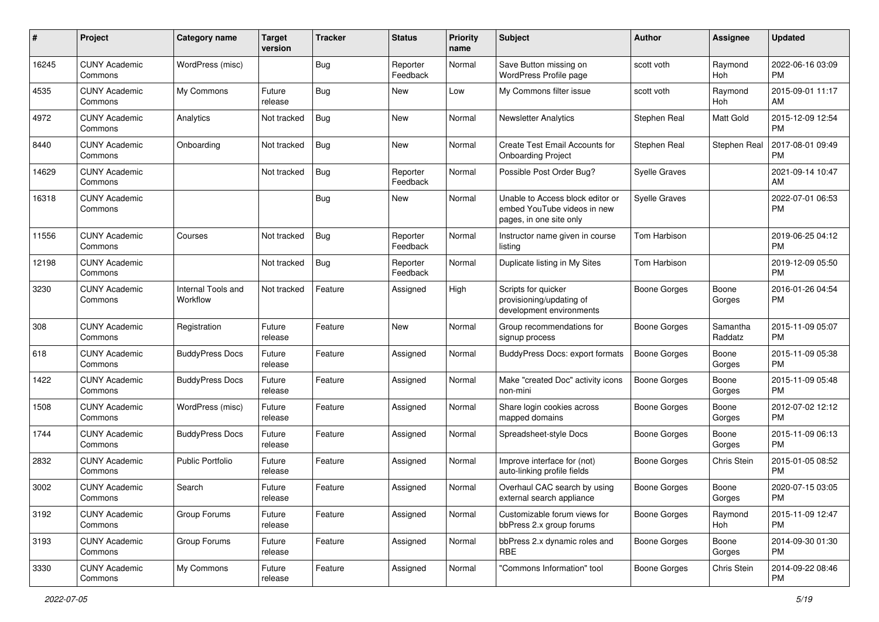| # | Project | Category name | Target version | Tracker | Status | Priority name | Subject | Author | Assignee | Updated |
|---|---|---|---|---|---|---|---|---|---|---|
| 16245 | CUNY Academic Commons | WordPress (misc) | | Bug | Reporter Feedback | Normal | Save Button missing on WordPress Profile page | scott voth | Raymond Hoh | 2022-06-16 03:09 PM |
| 4535 | CUNY Academic Commons | My Commons | Future release | Bug | New | Low | My Commons filter issue | scott voth | Raymond Hoh | 2015-09-01 11:17 AM |
| 4972 | CUNY Academic Commons | Analytics | Not tracked | Bug | New | Normal | Newsletter Analytics | Stephen Real | Matt Gold | 2015-12-09 12:54 PM |
| 8440 | CUNY Academic Commons | Onboarding | Not tracked | Bug | New | Normal | Create Test Email Accounts for Onboarding Project | Stephen Real | Stephen Real | 2017-08-01 09:49 PM |
| 14629 | CUNY Academic Commons | | Not tracked | Bug | Reporter Feedback | Normal | Possible Post Order Bug? | Syelle Graves | | 2021-09-14 10:47 AM |
| 16318 | CUNY Academic Commons | | | Bug | New | Normal | Unable to Access block editor or embed YouTube videos in new pages, in one site only | Syelle Graves | | 2022-07-01 06:53 PM |
| 11556 | CUNY Academic Commons | Courses | Not tracked | Bug | Reporter Feedback | Normal | Instructor name given in course listing | Tom Harbison | | 2019-06-25 04:12 PM |
| 12198 | CUNY Academic Commons | | Not tracked | Bug | Reporter Feedback | Normal | Duplicate listing in My Sites | Tom Harbison | | 2019-12-09 05:50 PM |
| 3230 | CUNY Academic Commons | Internal Tools and Workflow | Not tracked | Feature | Assigned | High | Scripts for quicker provisioning/updating of development environments | Boone Gorges | Boone Gorges | 2016-01-26 04:54 PM |
| 308 | CUNY Academic Commons | Registration | Future release | Feature | New | Normal | Group recommendations for signup process | Boone Gorges | Samantha Raddatz | 2015-11-09 05:07 PM |
| 618 | CUNY Academic Commons | BuddyPress Docs | Future release | Feature | Assigned | Normal | BuddyPress Docs: export formats | Boone Gorges | Boone Gorges | 2015-11-09 05:38 PM |
| 1422 | CUNY Academic Commons | BuddyPress Docs | Future release | Feature | Assigned | Normal | Make "created Doc" activity icons non-mini | Boone Gorges | Boone Gorges | 2015-11-09 05:48 PM |
| 1508 | CUNY Academic Commons | WordPress (misc) | Future release | Feature | Assigned | Normal | Share login cookies across mapped domains | Boone Gorges | Boone Gorges | 2012-07-02 12:12 PM |
| 1744 | CUNY Academic Commons | BuddyPress Docs | Future release | Feature | Assigned | Normal | Spreadsheet-style Docs | Boone Gorges | Boone Gorges | 2015-11-09 06:13 PM |
| 2832 | CUNY Academic Commons | Public Portfolio | Future release | Feature | Assigned | Normal | Improve interface for (not) auto-linking profile fields | Boone Gorges | Chris Stein | 2015-01-05 08:52 PM |
| 3002 | CUNY Academic Commons | Search | Future release | Feature | Assigned | Normal | Overhaul CAC search by using external search appliance | Boone Gorges | Boone Gorges | 2020-07-15 03:05 PM |
| 3192 | CUNY Academic Commons | Group Forums | Future release | Feature | Assigned | Normal | Customizable forum views for bbPress 2.x group forums | Boone Gorges | Raymond Hoh | 2015-11-09 12:47 PM |
| 3193 | CUNY Academic Commons | Group Forums | Future release | Feature | Assigned | Normal | bbPress 2.x dynamic roles and RBE | Boone Gorges | Boone Gorges | 2014-09-30 01:30 PM |
| 3330 | CUNY Academic Commons | My Commons | Future release | Feature | Assigned | Normal | "Commons Information" tool | Boone Gorges | Chris Stein | 2014-09-22 08:46 PM |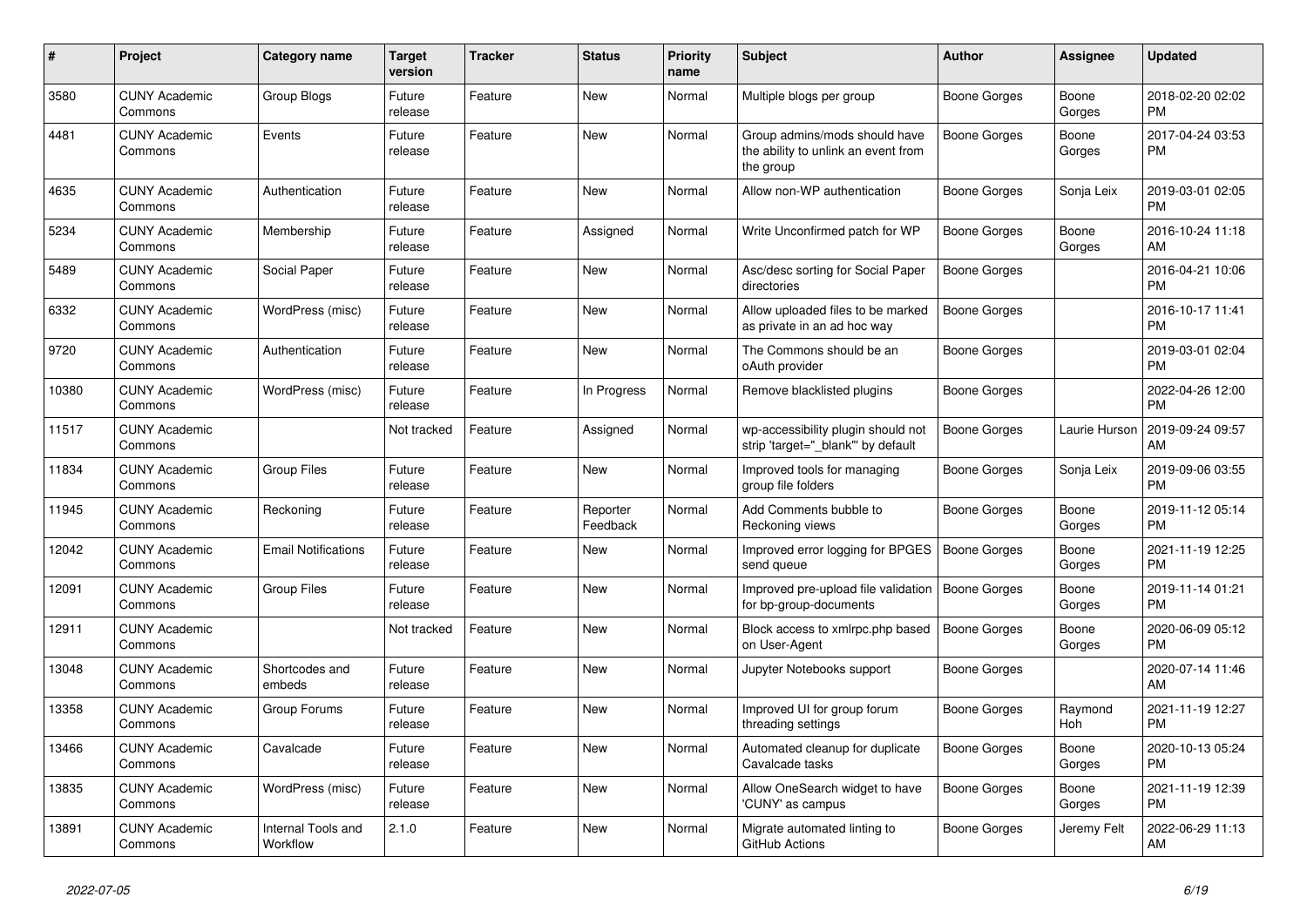| # | Project | Category name | Target version | Tracker | Status | Priority name | Subject | Author | Assignee | Updated |
|---|---|---|---|---|---|---|---|---|---|---|
| 3580 | CUNY Academic Commons | Group Blogs | Future release | Feature | New | Normal | Multiple blogs per group | Boone Gorges | Boone Gorges | 2018-02-20 02:02 PM |
| 4481 | CUNY Academic Commons | Events | Future release | Feature | New | Normal | Group admins/mods should have the ability to unlink an event from the group | Boone Gorges | Boone Gorges | 2017-04-24 03:53 PM |
| 4635 | CUNY Academic Commons | Authentication | Future release | Feature | New | Normal | Allow non-WP authentication | Boone Gorges | Sonja Leix | 2019-03-01 02:05 PM |
| 5234 | CUNY Academic Commons | Membership | Future release | Feature | Assigned | Normal | Write Unconfirmed patch for WP | Boone Gorges | Boone Gorges | 2016-10-24 11:18 AM |
| 5489 | CUNY Academic Commons | Social Paper | Future release | Feature | New | Normal | Asc/desc sorting for Social Paper directories | Boone Gorges | | 2016-04-21 10:06 PM |
| 6332 | CUNY Academic Commons | WordPress (misc) | Future release | Feature | New | Normal | Allow uploaded files to be marked as private in an ad hoc way | Boone Gorges | | 2016-10-17 11:41 PM |
| 9720 | CUNY Academic Commons | Authentication | Future release | Feature | New | Normal | The Commons should be an oAuth provider | Boone Gorges | | 2019-03-01 02:04 PM |
| 10380 | CUNY Academic Commons | WordPress (misc) | Future release | Feature | In Progress | Normal | Remove blacklisted plugins | Boone Gorges | | 2022-04-26 12:00 PM |
| 11517 | CUNY Academic Commons | | Not tracked | Feature | Assigned | Normal | wp-accessibility plugin should not strip 'target="_blank"' by default | Boone Gorges | Laurie Hurson | 2019-09-24 09:57 AM |
| 11834 | CUNY Academic Commons | Group Files | Future release | Feature | New | Normal | Improved tools for managing group file folders | Boone Gorges | Sonja Leix | 2019-09-06 03:55 PM |
| 11945 | CUNY Academic Commons | Reckoning | Future release | Feature | Reporter Feedback | Normal | Add Comments bubble to Reckoning views | Boone Gorges | Boone Gorges | 2019-11-12 05:14 PM |
| 12042 | CUNY Academic Commons | Email Notifications | Future release | Feature | New | Normal | Improved error logging for BPGES send queue | Boone Gorges | Boone Gorges | 2021-11-19 12:25 PM |
| 12091 | CUNY Academic Commons | Group Files | Future release | Feature | New | Normal | Improved pre-upload file validation for bp-group-documents | Boone Gorges | Boone Gorges | 2019-11-14 01:21 PM |
| 12911 | CUNY Academic Commons | | Not tracked | Feature | New | Normal | Block access to xmlrpc.php based on User-Agent | Boone Gorges | Boone Gorges | 2020-06-09 05:12 PM |
| 13048 | CUNY Academic Commons | Shortcodes and embeds | Future release | Feature | New | Normal | Jupyter Notebooks support | Boone Gorges | | 2020-07-14 11:46 AM |
| 13358 | CUNY Academic Commons | Group Forums | Future release | Feature | New | Normal | Improved UI for group forum threading settings | Boone Gorges | Raymond Hoh | 2021-11-19 12:27 PM |
| 13466 | CUNY Academic Commons | Cavalcade | Future release | Feature | New | Normal | Automated cleanup for duplicate Cavalcade tasks | Boone Gorges | Boone Gorges | 2020-10-13 05:24 PM |
| 13835 | CUNY Academic Commons | WordPress (misc) | Future release | Feature | New | Normal | Allow OneSearch widget to have 'CUNY' as campus | Boone Gorges | Boone Gorges | 2021-11-19 12:39 PM |
| 13891 | CUNY Academic Commons | Internal Tools and Workflow | 2.1.0 | Feature | New | Normal | Migrate automated linting to GitHub Actions | Boone Gorges | Jeremy Felt | 2022-06-29 11:13 AM |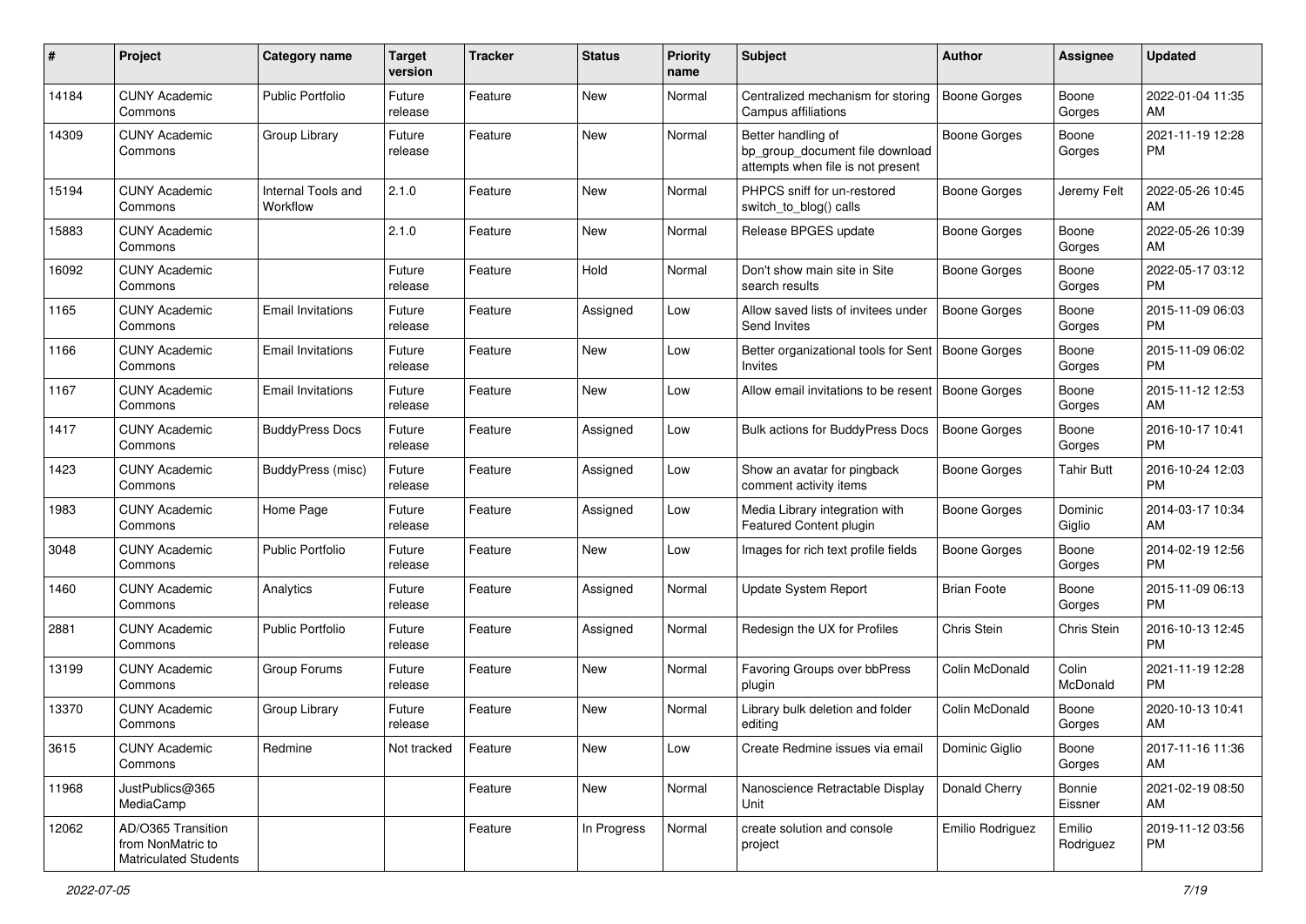| # | Project | Category name | Target version | Tracker | Status | Priority name | Subject | Author | Assignee | Updated |
|---|---|---|---|---|---|---|---|---|---|---|
| 14184 | CUNY Academic Commons | Public Portfolio | Future release | Feature | New | Normal | Centralized mechanism for storing Campus affiliations | Boone Gorges | Boone Gorges | 2022-01-04 11:35 AM |
| 14309 | CUNY Academic Commons | Group Library | Future release | Feature | New | Normal | Better handling of bp_group_document file download attempts when file is not present | Boone Gorges | Boone Gorges | 2021-11-19 12:28 PM |
| 15194 | CUNY Academic Commons | Internal Tools and Workflow | 2.1.0 | Feature | New | Normal | PHPCS sniff for un-restored switch_to_blog() calls | Boone Gorges | Jeremy Felt | 2022-05-26 10:45 AM |
| 15883 | CUNY Academic Commons | | 2.1.0 | Feature | New | Normal | Release BPGES update | Boone Gorges | Boone Gorges | 2022-05-26 10:39 AM |
| 16092 | CUNY Academic Commons | | Future release | Feature | Hold | Normal | Don't show main site in Site search results | Boone Gorges | Boone Gorges | 2022-05-17 03:12 PM |
| 1165 | CUNY Academic Commons | Email Invitations | Future release | Feature | Assigned | Low | Allow saved lists of invitees under Send Invites | Boone Gorges | Boone Gorges | 2015-11-09 06:03 PM |
| 1166 | CUNY Academic Commons | Email Invitations | Future release | Feature | New | Low | Better organizational tools for Sent Invites | Boone Gorges | Boone Gorges | 2015-11-09 06:02 PM |
| 1167 | CUNY Academic Commons | Email Invitations | Future release | Feature | New | Low | Allow email invitations to be resent | Boone Gorges | Boone Gorges | 2015-11-12 12:53 AM |
| 1417 | CUNY Academic Commons | BuddyPress Docs | Future release | Feature | Assigned | Low | Bulk actions for BuddyPress Docs | Boone Gorges | Boone Gorges | 2016-10-17 10:41 PM |
| 1423 | CUNY Academic Commons | BuddyPress (misc) | Future release | Feature | Assigned | Low | Show an avatar for pingback comment activity items | Boone Gorges | Tahir Butt | 2016-10-24 12:03 PM |
| 1983 | CUNY Academic Commons | Home Page | Future release | Feature | Assigned | Low | Media Library integration with Featured Content plugin | Boone Gorges | Dominic Giglio | 2014-03-17 10:34 AM |
| 3048 | CUNY Academic Commons | Public Portfolio | Future release | Feature | New | Low | Images for rich text profile fields | Boone Gorges | Boone Gorges | 2014-02-19 12:56 PM |
| 1460 | CUNY Academic Commons | Analytics | Future release | Feature | Assigned | Normal | Update System Report | Brian Foote | Boone Gorges | 2015-11-09 06:13 PM |
| 2881 | CUNY Academic Commons | Public Portfolio | Future release | Feature | Assigned | Normal | Redesign the UX for Profiles | Chris Stein | Chris Stein | 2016-10-13 12:45 PM |
| 13199 | CUNY Academic Commons | Group Forums | Future release | Feature | New | Normal | Favoring Groups over bbPress plugin | Colin McDonald | Colin McDonald | 2021-11-19 12:28 PM |
| 13370 | CUNY Academic Commons | Group Library | Future release | Feature | New | Normal | Library bulk deletion and folder editing | Colin McDonald | Boone Gorges | 2020-10-13 10:41 AM |
| 3615 | CUNY Academic Commons | Redmine | Not tracked | Feature | New | Low | Create Redmine issues via email | Dominic Giglio | Boone Gorges | 2017-11-16 11:36 AM |
| 11968 | JustPublics@365 MediaCamp | | | Feature | New | Normal | Nanoscience Retractable Display Unit | Donald Cherry | Bonnie Eissner | 2021-02-19 08:50 AM |
| 12062 | AD/O365 Transition from NonMatric to Matriculated Students | | | Feature | In Progress | Normal | create solution and console project | Emilio Rodriguez | Emilio Rodriguez | 2019-11-12 03:56 PM |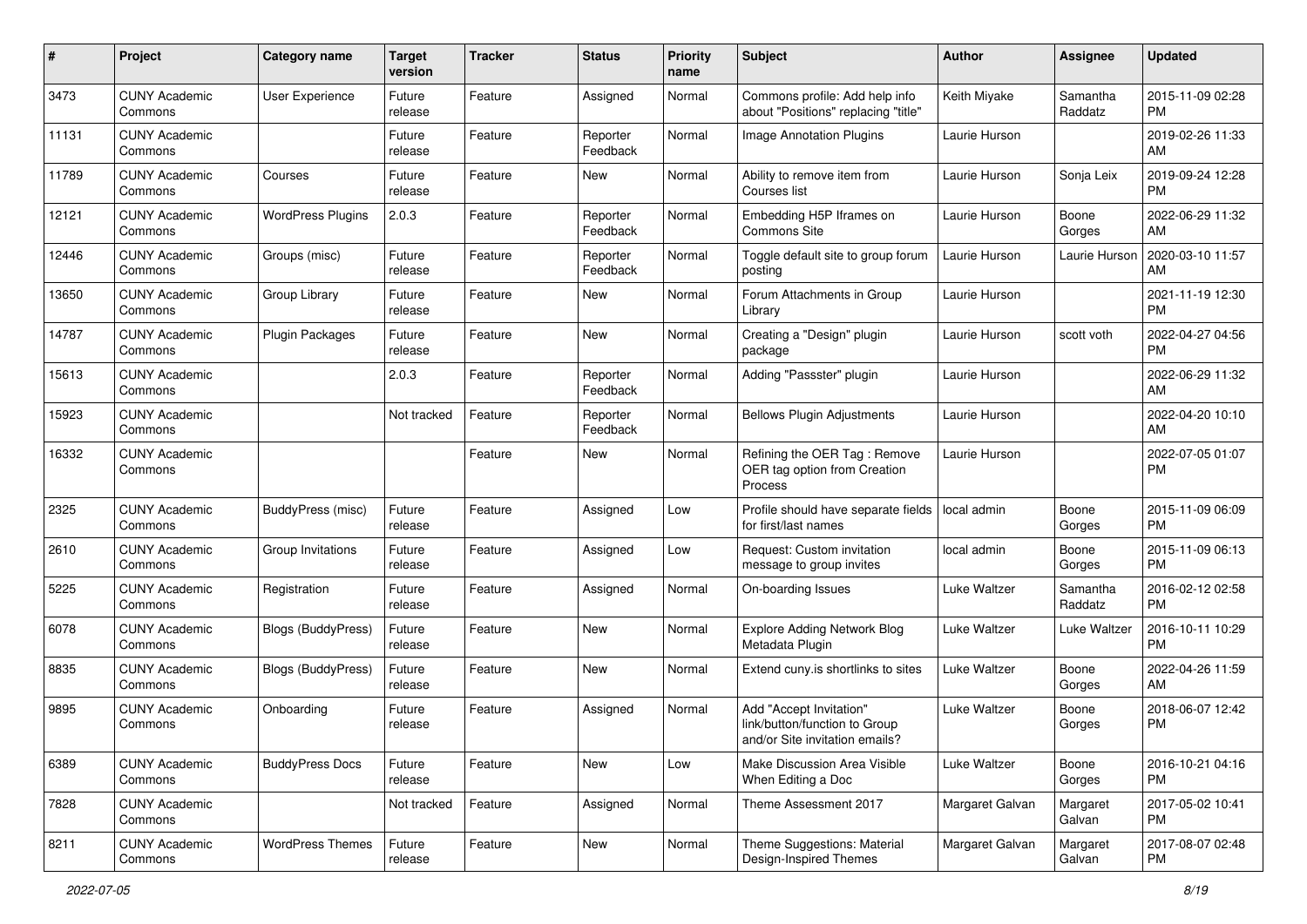| # | Project | Category name | Target version | Tracker | Status | Priority name | Subject | Author | Assignee | Updated |
|---|---|---|---|---|---|---|---|---|---|---|
| 3473 | CUNY Academic Commons | User Experience | Future release | Feature | Assigned | Normal | Commons profile: Add help info about "Positions" replacing "title" | Keith Miyake | Samantha Raddatz | 2015-11-09 02:28 PM |
| 11131 | CUNY Academic Commons | | Future release | Feature | Reporter Feedback | Normal | Image Annotation Plugins | Laurie Hurson | | 2019-02-26 11:33 AM |
| 11789 | CUNY Academic Commons | Courses | Future release | Feature | New | Normal | Ability to remove item from Courses list | Laurie Hurson | Sonja Leix | 2019-09-24 12:28 PM |
| 12121 | CUNY Academic Commons | WordPress Plugins | 2.0.3 | Feature | Reporter Feedback | Normal | Embedding H5P Iframes on Commons Site | Laurie Hurson | Boone Gorges | 2022-06-29 11:32 AM |
| 12446 | CUNY Academic Commons | Groups (misc) | Future release | Feature | Reporter Feedback | Normal | Toggle default site to group forum posting | Laurie Hurson | Laurie Hurson | 2020-03-10 11:57 AM |
| 13650 | CUNY Academic Commons | Group Library | Future release | Feature | New | Normal | Forum Attachments in Group Library | Laurie Hurson | | 2021-11-19 12:30 PM |
| 14787 | CUNY Academic Commons | Plugin Packages | Future release | Feature | New | Normal | Creating a "Design" plugin package | Laurie Hurson | scott voth | 2022-04-27 04:56 PM |
| 15613 | CUNY Academic Commons | | 2.0.3 | Feature | Reporter Feedback | Normal | Adding "Passster" plugin | Laurie Hurson | | 2022-06-29 11:32 AM |
| 15923 | CUNY Academic Commons | | Not tracked | Feature | Reporter Feedback | Normal | Bellows Plugin Adjustments | Laurie Hurson | | 2022-04-20 10:10 AM |
| 16332 | CUNY Academic Commons | | | Feature | New | Normal | Refining the OER Tag : Remove OER tag option from Creation Process | Laurie Hurson | | 2022-07-05 01:07 PM |
| 2325 | CUNY Academic Commons | BuddyPress (misc) | Future release | Feature | Assigned | Low | Profile should have separate fields for first/last names | local admin | Boone Gorges | 2015-11-09 06:09 PM |
| 2610 | CUNY Academic Commons | Group Invitations | Future release | Feature | Assigned | Low | Request: Custom invitation message to group invites | local admin | Boone Gorges | 2015-11-09 06:13 PM |
| 5225 | CUNY Academic Commons | Registration | Future release | Feature | Assigned | Normal | On-boarding Issues | Luke Waltzer | Samantha Raddatz | 2016-02-12 02:58 PM |
| 6078 | CUNY Academic Commons | Blogs (BuddyPress) | Future release | Feature | New | Normal | Explore Adding Network Blog Metadata Plugin | Luke Waltzer | Luke Waltzer | 2016-10-11 10:29 PM |
| 8835 | CUNY Academic Commons | Blogs (BuddyPress) | Future release | Feature | New | Normal | Extend cuny.is shortlinks to sites | Luke Waltzer | Boone Gorges | 2022-04-26 11:59 AM |
| 9895 | CUNY Academic Commons | Onboarding | Future release | Feature | Assigned | Normal | Add "Accept Invitation" link/button/function to Group and/or Site invitation emails? | Luke Waltzer | Boone Gorges | 2018-06-07 12:42 PM |
| 6389 | CUNY Academic Commons | BuddyPress Docs | Future release | Feature | New | Low | Make Discussion Area Visible When Editing a Doc | Luke Waltzer | Boone Gorges | 2016-10-21 04:16 PM |
| 7828 | CUNY Academic Commons | | Not tracked | Feature | Assigned | Normal | Theme Assessment 2017 | Margaret Galvan | Margaret Galvan | 2017-05-02 10:41 PM |
| 8211 | CUNY Academic Commons | WordPress Themes | Future release | Feature | New | Normal | Theme Suggestions: Material Design-Inspired Themes | Margaret Galvan | Margaret Galvan | 2017-08-07 02:48 PM |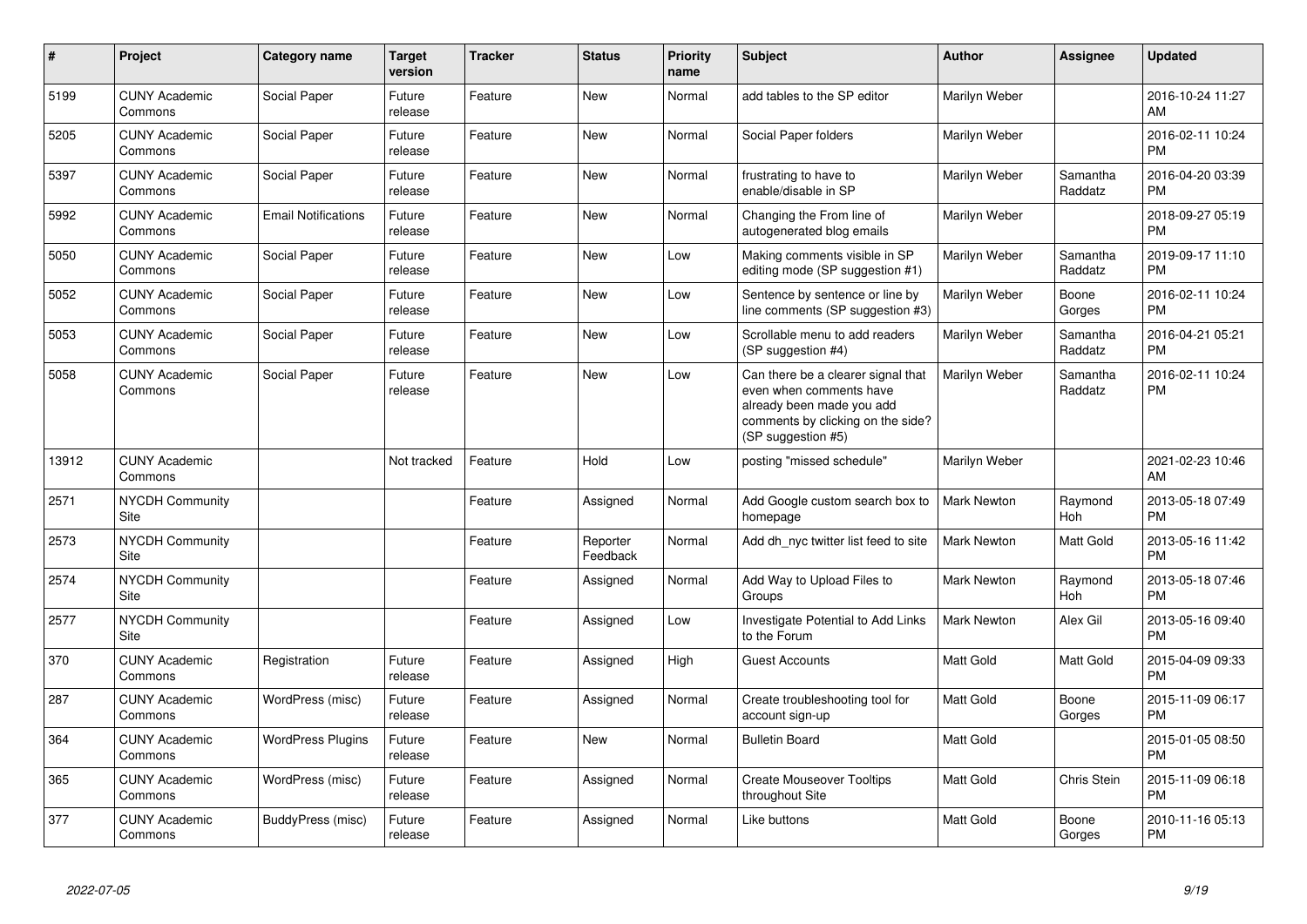| # | Project | Category name | Target version | Tracker | Status | Priority name | Subject | Author | Assignee | Updated |
|---|---|---|---|---|---|---|---|---|---|---|
| 5199 | CUNY Academic Commons | Social Paper | Future release | Feature | New | Normal | add tables to the SP editor | Marilyn Weber | | 2016-10-24 11:27 AM |
| 5205 | CUNY Academic Commons | Social Paper | Future release | Feature | New | Normal | Social Paper folders | Marilyn Weber | | 2016-02-11 10:24 PM |
| 5397 | CUNY Academic Commons | Social Paper | Future release | Feature | New | Normal | frustrating to have to enable/disable in SP | Marilyn Weber | Samantha Raddatz | 2016-04-20 03:39 PM |
| 5992 | CUNY Academic Commons | Email Notifications | Future release | Feature | New | Normal | Changing the From line of autogenerated blog emails | Marilyn Weber | | 2018-09-27 05:19 PM |
| 5050 | CUNY Academic Commons | Social Paper | Future release | Feature | New | Low | Making comments visible in SP editing mode (SP suggestion #1) | Marilyn Weber | Samantha Raddatz | 2019-09-17 11:10 PM |
| 5052 | CUNY Academic Commons | Social Paper | Future release | Feature | New | Low | Sentence by sentence or line by line comments (SP suggestion #3) | Marilyn Weber | Boone Gorges | 2016-02-11 10:24 PM |
| 5053 | CUNY Academic Commons | Social Paper | Future release | Feature | New | Low | Scrollable menu to add readers (SP suggestion #4) | Marilyn Weber | Samantha Raddatz | 2016-04-21 05:21 PM |
| 5058 | CUNY Academic Commons | Social Paper | Future release | Feature | New | Low | Can there be a clearer signal that even when comments have already been made you add comments by clicking on the side? (SP suggestion #5) | Marilyn Weber | Samantha Raddatz | 2016-02-11 10:24 PM |
| 13912 | CUNY Academic Commons | | Not tracked | Feature | Hold | Low | posting "missed schedule" | Marilyn Weber | | 2021-02-23 10:46 AM |
| 2571 | NYCDH Community Site | | | Feature | Assigned | Normal | Add Google custom search box to homepage | Mark Newton | Raymond Hoh | 2013-05-18 07:49 PM |
| 2573 | NYCDH Community Site | | | Feature | Reporter Feedback | Normal | Add dh_nyc twitter list feed to site | Mark Newton | Matt Gold | 2013-05-16 11:42 PM |
| 2574 | NYCDH Community Site | | | Feature | Assigned | Normal | Add Way to Upload Files to Groups | Mark Newton | Raymond Hoh | 2013-05-18 07:46 PM |
| 2577 | NYCDH Community Site | | | Feature | Assigned | Low | Investigate Potential to Add Links to the Forum | Mark Newton | Alex Gil | 2013-05-16 09:40 PM |
| 370 | CUNY Academic Commons | Registration | Future release | Feature | Assigned | High | Guest Accounts | Matt Gold | Matt Gold | 2015-04-09 09:33 PM |
| 287 | CUNY Academic Commons | WordPress (misc) | Future release | Feature | Assigned | Normal | Create troubleshooting tool for account sign-up | Matt Gold | Boone Gorges | 2015-11-09 06:17 PM |
| 364 | CUNY Academic Commons | WordPress Plugins | Future release | Feature | New | Normal | Bulletin Board | Matt Gold | | 2015-01-05 08:50 PM |
| 365 | CUNY Academic Commons | WordPress (misc) | Future release | Feature | Assigned | Normal | Create Mouseover Tooltips throughout Site | Matt Gold | Chris Stein | 2015-11-09 06:18 PM |
| 377 | CUNY Academic Commons | BuddyPress (misc) | Future release | Feature | Assigned | Normal | Like buttons | Matt Gold | Boone Gorges | 2010-11-16 05:13 PM |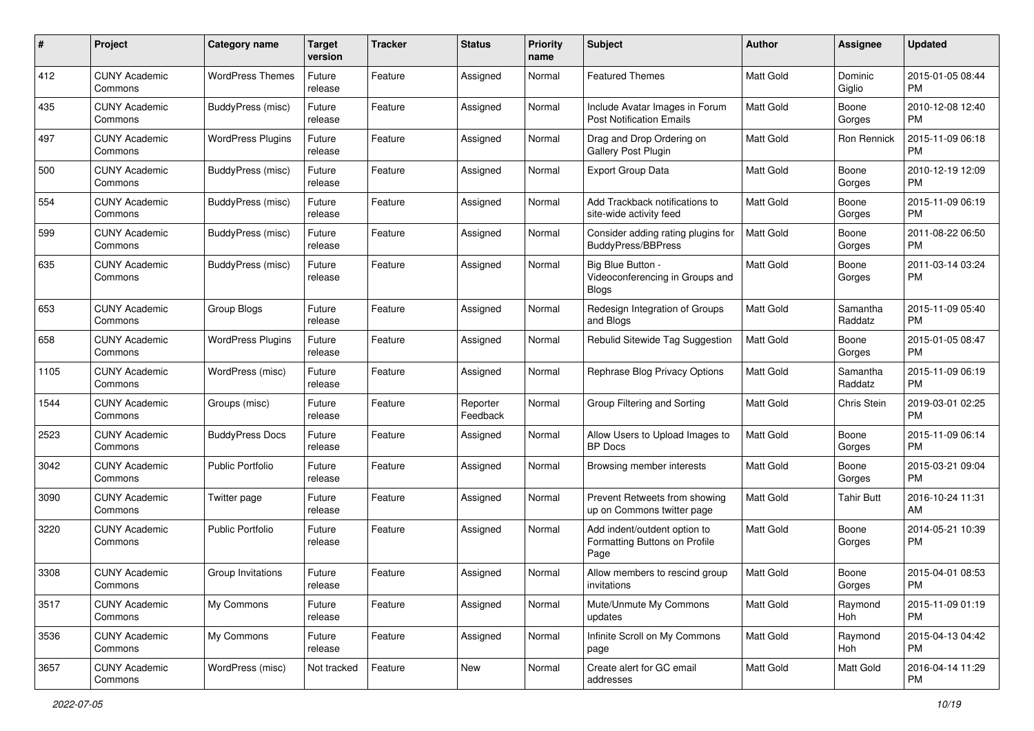| # | Project | Category name | Target version | Tracker | Status | Priority name | Subject | Author | Assignee | Updated |
|---|---|---|---|---|---|---|---|---|---|---|
| 412 | CUNY Academic Commons | WordPress Themes | Future release | Feature | Assigned | Normal | Featured Themes | Matt Gold | Dominic Giglio | 2015-01-05 08:44 PM |
| 435 | CUNY Academic Commons | BuddyPress (misc) | Future release | Feature | Assigned | Normal | Include Avatar Images in Forum Post Notification Emails | Matt Gold | Boone Gorges | 2010-12-08 12:40 PM |
| 497 | CUNY Academic Commons | WordPress Plugins | Future release | Feature | Assigned | Normal | Drag and Drop Ordering on Gallery Post Plugin | Matt Gold | Ron Rennick | 2015-11-09 06:18 PM |
| 500 | CUNY Academic Commons | BuddyPress (misc) | Future release | Feature | Assigned | Normal | Export Group Data | Matt Gold | Boone Gorges | 2010-12-19 12:09 PM |
| 554 | CUNY Academic Commons | BuddyPress (misc) | Future release | Feature | Assigned | Normal | Add Trackback notifications to site-wide activity feed | Matt Gold | Boone Gorges | 2015-11-09 06:19 PM |
| 599 | CUNY Academic Commons | BuddyPress (misc) | Future release | Feature | Assigned | Normal | Consider adding rating plugins for BuddyPress/BBPress | Matt Gold | Boone Gorges | 2011-08-22 06:50 PM |
| 635 | CUNY Academic Commons | BuddyPress (misc) | Future release | Feature | Assigned | Normal | Big Blue Button - Videoconferencing in Groups and Blogs | Matt Gold | Boone Gorges | 2011-03-14 03:24 PM |
| 653 | CUNY Academic Commons | Group Blogs | Future release | Feature | Assigned | Normal | Redesign Integration of Groups and Blogs | Matt Gold | Samantha Raddatz | 2015-11-09 05:40 PM |
| 658 | CUNY Academic Commons | WordPress Plugins | Future release | Feature | Assigned | Normal | Rebulid Sitewide Tag Suggestion | Matt Gold | Boone Gorges | 2015-01-05 08:47 PM |
| 1105 | CUNY Academic Commons | WordPress (misc) | Future release | Feature | Assigned | Normal | Rephrase Blog Privacy Options | Matt Gold | Samantha Raddatz | 2015-11-09 06:19 PM |
| 1544 | CUNY Academic Commons | Groups (misc) | Future release | Feature | Reporter Feedback | Normal | Group Filtering and Sorting | Matt Gold | Chris Stein | 2019-03-01 02:25 PM |
| 2523 | CUNY Academic Commons | BuddyPress Docs | Future release | Feature | Assigned | Normal | Allow Users to Upload Images to BP Docs | Matt Gold | Boone Gorges | 2015-11-09 06:14 PM |
| 3042 | CUNY Academic Commons | Public Portfolio | Future release | Feature | Assigned | Normal | Browsing member interests | Matt Gold | Boone Gorges | 2015-03-21 09:04 PM |
| 3090 | CUNY Academic Commons | Twitter page | Future release | Feature | Assigned | Normal | Prevent Retweets from showing up on Commons twitter page | Matt Gold | Tahir Butt | 2016-10-24 11:31 AM |
| 3220 | CUNY Academic Commons | Public Portfolio | Future release | Feature | Assigned | Normal | Add indent/outdent option to Formatting Buttons on Profile Page | Matt Gold | Boone Gorges | 2014-05-21 10:39 PM |
| 3308 | CUNY Academic Commons | Group Invitations | Future release | Feature | Assigned | Normal | Allow members to rescind group invitations | Matt Gold | Boone Gorges | 2015-04-01 08:53 PM |
| 3517 | CUNY Academic Commons | My Commons | Future release | Feature | Assigned | Normal | Mute/Unmute My Commons updates | Matt Gold | Raymond Hoh | 2015-11-09 01:19 PM |
| 3536 | CUNY Academic Commons | My Commons | Future release | Feature | Assigned | Normal | Infinite Scroll on My Commons page | Matt Gold | Raymond Hoh | 2015-04-13 04:42 PM |
| 3657 | CUNY Academic Commons | WordPress (misc) | Not tracked | Feature | New | Normal | Create alert for GC email addresses | Matt Gold | Matt Gold | 2016-04-14 11:29 PM |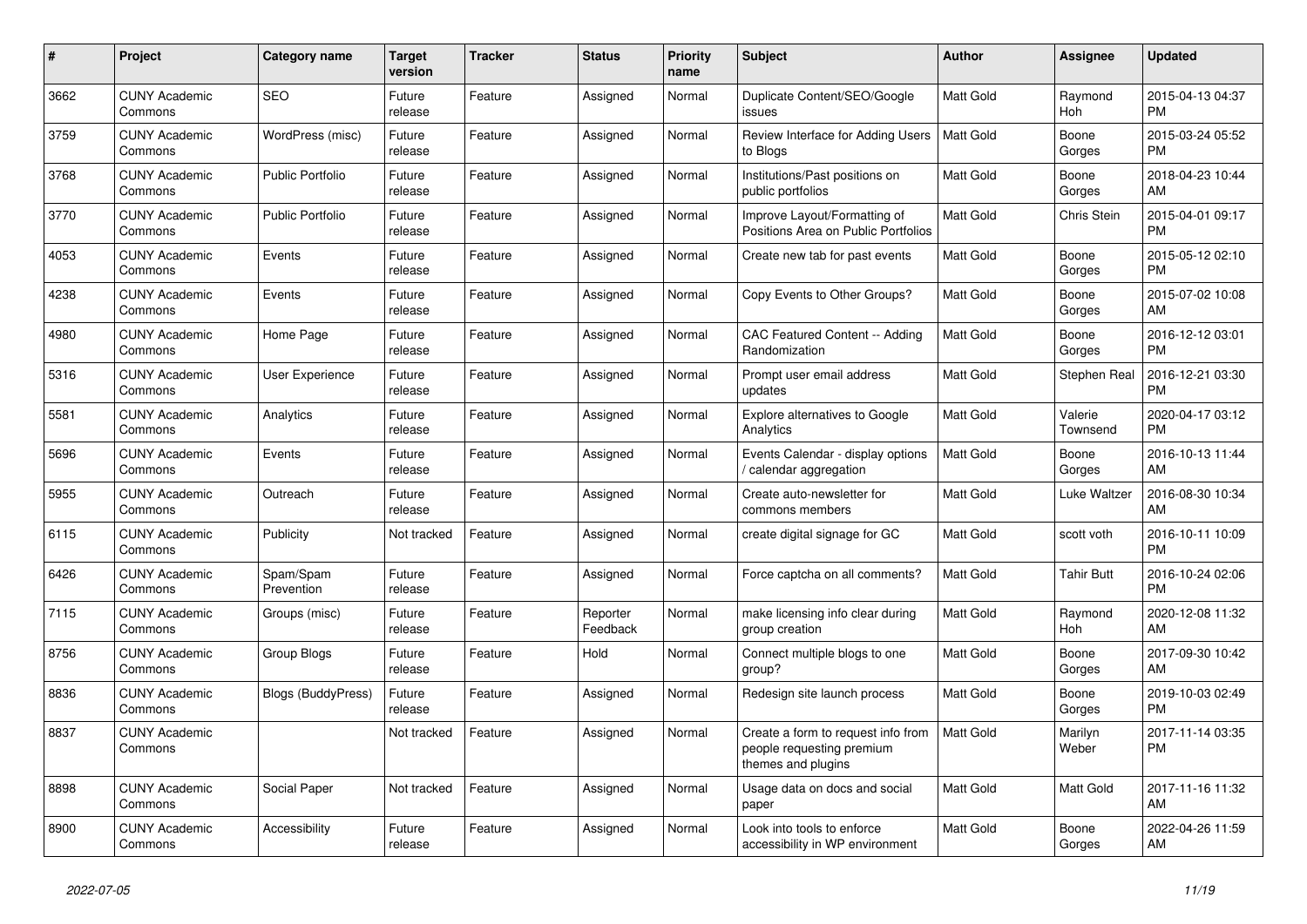| # | Project | Category name | Target version | Tracker | Status | Priority name | Subject | Author | Assignee | Updated |
|---|---|---|---|---|---|---|---|---|---|---|
| 3662 | CUNY Academic Commons | SEO | Future release | Feature | Assigned | Normal | Duplicate Content/SEO/Google issues | Matt Gold | Raymond Hoh | 2015-04-13 04:37 PM |
| 3759 | CUNY Academic Commons | WordPress (misc) | Future release | Feature | Assigned | Normal | Review Interface for Adding Users to Blogs | Matt Gold | Boone Gorges | 2015-03-24 05:52 PM |
| 3768 | CUNY Academic Commons | Public Portfolio | Future release | Feature | Assigned | Normal | Institutions/Past positions on public portfolios | Matt Gold | Boone Gorges | 2018-04-23 10:44 AM |
| 3770 | CUNY Academic Commons | Public Portfolio | Future release | Feature | Assigned | Normal | Improve Layout/Formatting of Positions Area on Public Portfolios | Matt Gold | Chris Stein | 2015-04-01 09:17 PM |
| 4053 | CUNY Academic Commons | Events | Future release | Feature | Assigned | Normal | Create new tab for past events | Matt Gold | Boone Gorges | 2015-05-12 02:10 PM |
| 4238 | CUNY Academic Commons | Events | Future release | Feature | Assigned | Normal | Copy Events to Other Groups? | Matt Gold | Boone Gorges | 2015-07-02 10:08 AM |
| 4980 | CUNY Academic Commons | Home Page | Future release | Feature | Assigned | Normal | CAC Featured Content -- Adding Randomization | Matt Gold | Boone Gorges | 2016-12-12 03:01 PM |
| 5316 | CUNY Academic Commons | User Experience | Future release | Feature | Assigned | Normal | Prompt user email address updates | Matt Gold | Stephen Real | 2016-12-21 03:30 PM |
| 5581 | CUNY Academic Commons | Analytics | Future release | Feature | Assigned | Normal | Explore alternatives to Google Analytics | Matt Gold | Valerie Townsend | 2020-04-17 03:12 PM |
| 5696 | CUNY Academic Commons | Events | Future release | Feature | Assigned | Normal | Events Calendar - display options / calendar aggregation | Matt Gold | Boone Gorges | 2016-10-13 11:44 AM |
| 5955 | CUNY Academic Commons | Outreach | Future release | Feature | Assigned | Normal | Create auto-newsletter for commons members | Matt Gold | Luke Waltzer | 2016-08-30 10:34 AM |
| 6115 | CUNY Academic Commons | Publicity | Not tracked | Feature | Assigned | Normal | create digital signage for GC | Matt Gold | scott voth | 2016-10-11 10:09 PM |
| 6426 | CUNY Academic Commons | Spam/Spam Prevention | Future release | Feature | Assigned | Normal | Force captcha on all comments? | Matt Gold | Tahir Butt | 2016-10-24 02:06 PM |
| 7115 | CUNY Academic Commons | Groups (misc) | Future release | Feature | Reporter Feedback | Normal | make licensing info clear during group creation | Matt Gold | Raymond Hoh | 2020-12-08 11:32 AM |
| 8756 | CUNY Academic Commons | Group Blogs | Future release | Feature | Hold | Normal | Connect multiple blogs to one group? | Matt Gold | Boone Gorges | 2017-09-30 10:42 AM |
| 8836 | CUNY Academic Commons | Blogs (BuddyPress) | Future release | Feature | Assigned | Normal | Redesign site launch process | Matt Gold | Boone Gorges | 2019-10-03 02:49 PM |
| 8837 | CUNY Academic Commons | | Not tracked | Feature | Assigned | Normal | Create a form to request info from people requesting premium themes and plugins | Matt Gold | Marilyn Weber | 2017-11-14 03:35 PM |
| 8898 | CUNY Academic Commons | Social Paper | Not tracked | Feature | Assigned | Normal | Usage data on docs and social paper | Matt Gold | Matt Gold | 2017-11-16 11:32 AM |
| 8900 | CUNY Academic Commons | Accessibility | Future release | Feature | Assigned | Normal | Look into tools to enforce accessibility in WP environment | Matt Gold | Boone Gorges | 2022-04-26 11:59 AM |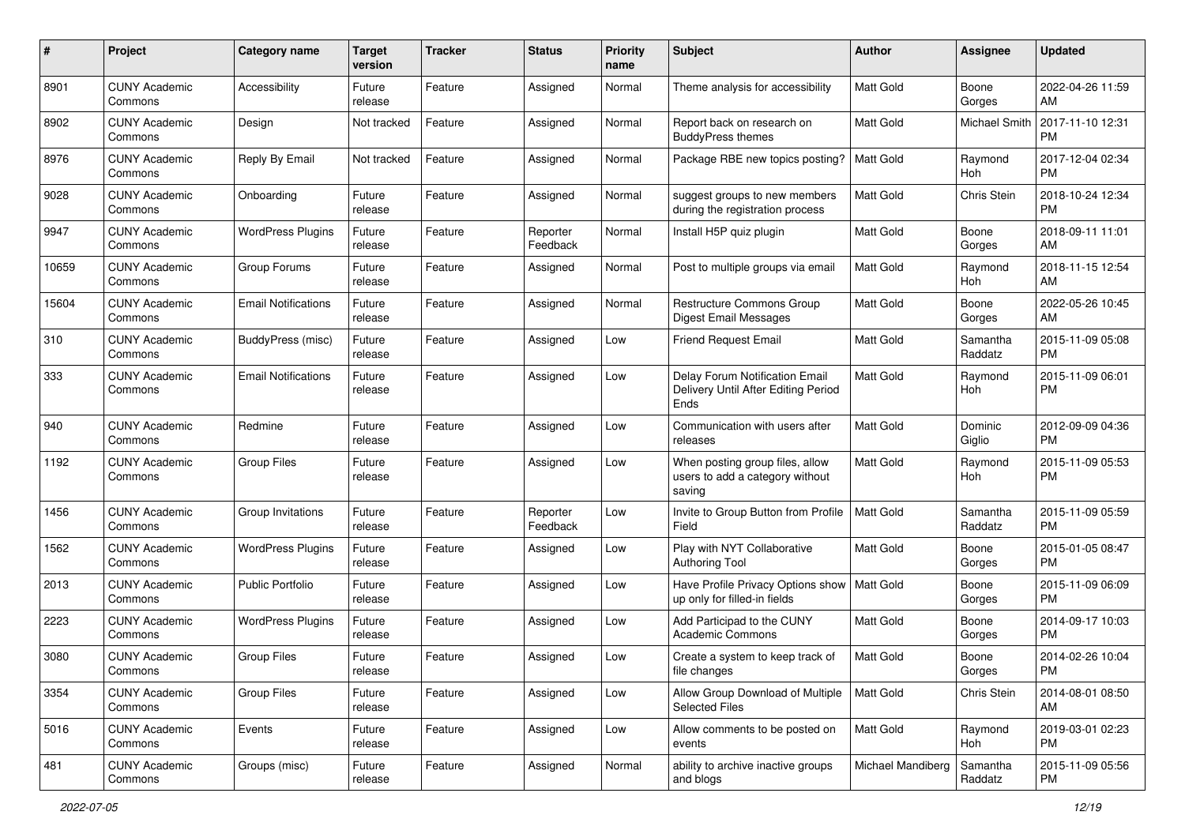| # | Project | Category name | Target version | Tracker | Status | Priority name | Subject | Author | Assignee | Updated |
|---|---|---|---|---|---|---|---|---|---|---|
| 8901 | CUNY Academic Commons | Accessibility | Future release | Feature | Assigned | Normal | Theme analysis for accessibility | Matt Gold | Boone Gorges | 2022-04-26 11:59 AM |
| 8902 | CUNY Academic Commons | Design | Not tracked | Feature | Assigned | Normal | Report back on research on BuddyPress themes | Matt Gold | Michael Smith | 2017-11-10 12:31 PM |
| 8976 | CUNY Academic Commons | Reply By Email | Not tracked | Feature | Assigned | Normal | Package RBE new topics posting? | Matt Gold | Raymond Hoh | 2017-12-04 02:34 PM |
| 9028 | CUNY Academic Commons | Onboarding | Future release | Feature | Assigned | Normal | suggest groups to new members during the registration process | Matt Gold | Chris Stein | 2018-10-24 12:34 PM |
| 9947 | CUNY Academic Commons | WordPress Plugins | Future release | Feature | Reporter Feedback | Normal | Install H5P quiz plugin | Matt Gold | Boone Gorges | 2018-09-11 11:01 AM |
| 10659 | CUNY Academic Commons | Group Forums | Future release | Feature | Assigned | Normal | Post to multiple groups via email | Matt Gold | Raymond Hoh | 2018-11-15 12:54 AM |
| 15604 | CUNY Academic Commons | Email Notifications | Future release | Feature | Assigned | Normal | Restructure Commons Group Digest Email Messages | Matt Gold | Boone Gorges | 2022-05-26 10:45 AM |
| 310 | CUNY Academic Commons | BuddyPress (misc) | Future release | Feature | Assigned | Low | Friend Request Email | Matt Gold | Samantha Raddatz | 2015-11-09 05:08 PM |
| 333 | CUNY Academic Commons | Email Notifications | Future release | Feature | Assigned | Low | Delay Forum Notification Email Delivery Until After Editing Period Ends | Matt Gold | Raymond Hoh | 2015-11-09 06:01 PM |
| 940 | CUNY Academic Commons | Redmine | Future release | Feature | Assigned | Low | Communication with users after releases | Matt Gold | Dominic Giglio | 2012-09-09 04:36 PM |
| 1192 | CUNY Academic Commons | Group Files | Future release | Feature | Assigned | Low | When posting group files, allow users to add a category without saving | Matt Gold | Raymond Hoh | 2015-11-09 05:53 PM |
| 1456 | CUNY Academic Commons | Group Invitations | Future release | Feature | Reporter Feedback | Low | Invite to Group Button from Profile Field | Matt Gold | Samantha Raddatz | 2015-11-09 05:59 PM |
| 1562 | CUNY Academic Commons | WordPress Plugins | Future release | Feature | Assigned | Low | Play with NYT Collaborative Authoring Tool | Matt Gold | Boone Gorges | 2015-01-05 08:47 PM |
| 2013 | CUNY Academic Commons | Public Portfolio | Future release | Feature | Assigned | Low | Have Profile Privacy Options show up only for filled-in fields | Matt Gold | Boone Gorges | 2015-11-09 06:09 PM |
| 2223 | CUNY Academic Commons | WordPress Plugins | Future release | Feature | Assigned | Low | Add Participad to the CUNY Academic Commons | Matt Gold | Boone Gorges | 2014-09-17 10:03 PM |
| 3080 | CUNY Academic Commons | Group Files | Future release | Feature | Assigned | Low | Create a system to keep track of file changes | Matt Gold | Boone Gorges | 2014-02-26 10:04 PM |
| 3354 | CUNY Academic Commons | Group Files | Future release | Feature | Assigned | Low | Allow Group Download of Multiple Selected Files | Matt Gold | Chris Stein | 2014-08-01 08:50 AM |
| 5016 | CUNY Academic Commons | Events | Future release | Feature | Assigned | Low | Allow comments to be posted on events | Matt Gold | Raymond Hoh | 2019-03-01 02:23 PM |
| 481 | CUNY Academic Commons | Groups (misc) | Future release | Feature | Assigned | Normal | ability to archive inactive groups and blogs | Michael Mandiberg | Samantha Raddatz | 2015-11-09 05:56 PM |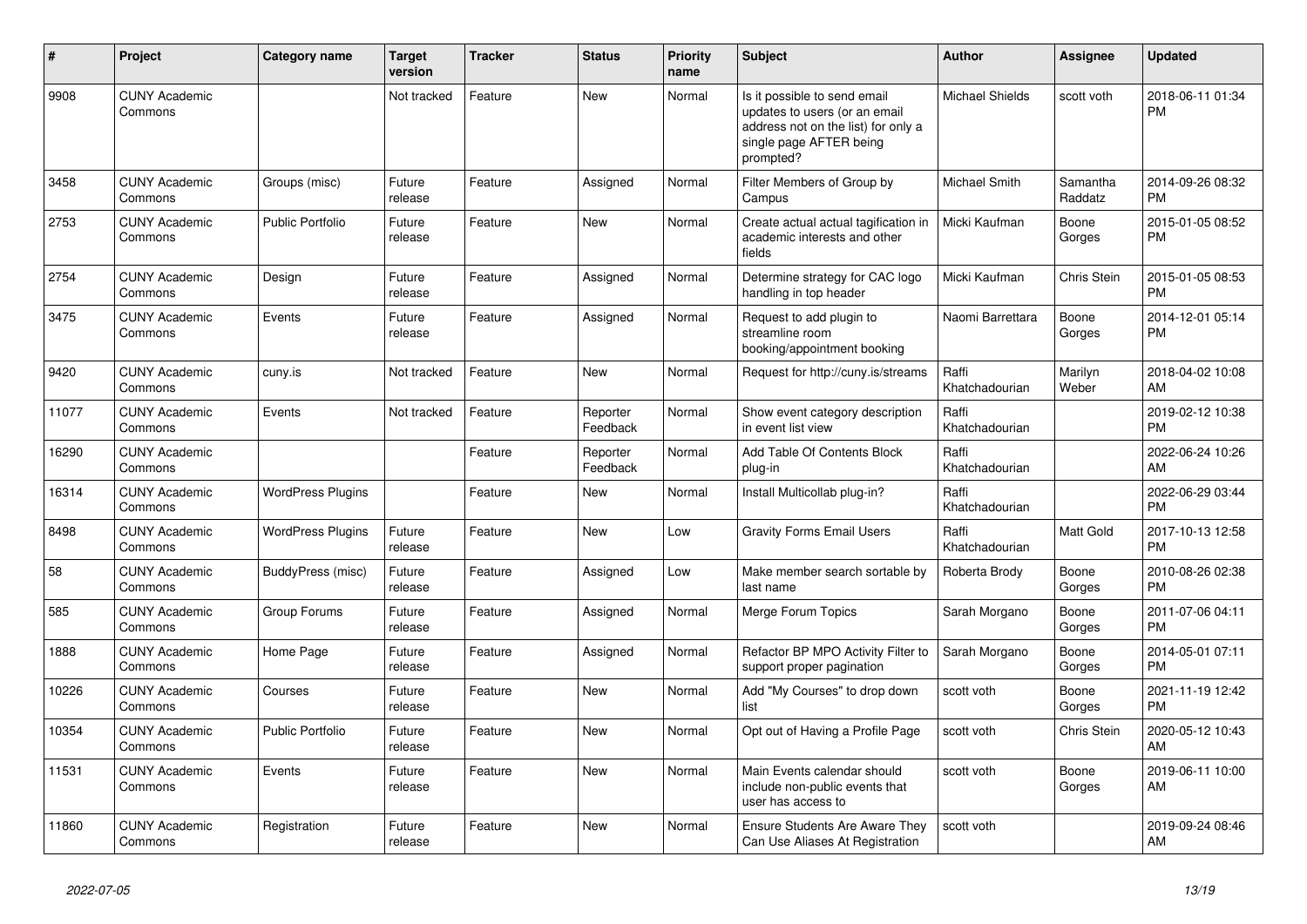| # | Project | Category name | Target version | Tracker | Status | Priority name | Subject | Author | Assignee | Updated |
|---|---|---|---|---|---|---|---|---|---|---|
| 9908 | CUNY Academic Commons | | Not tracked | Feature | New | Normal | Is it possible to send email updates to users (or an email address not on the list) for only a single page AFTER being prompted? | Michael Shields | scott voth | 2018-06-11 01:34 PM |
| 3458 | CUNY Academic Commons | Groups (misc) | Future release | Feature | Assigned | Normal | Filter Members of Group by Campus | Michael Smith | Samantha Raddatz | 2014-09-26 08:32 PM |
| 2753 | CUNY Academic Commons | Public Portfolio | Future release | Feature | New | Normal | Create actual actual tagification in academic interests and other fields | Micki Kaufman | Boone Gorges | 2015-01-05 08:52 PM |
| 2754 | CUNY Academic Commons | Design | Future release | Feature | Assigned | Normal | Determine strategy for CAC logo handling in top header | Micki Kaufman | Chris Stein | 2015-01-05 08:53 PM |
| 3475 | CUNY Academic Commons | Events | Future release | Feature | Assigned | Normal | Request to add plugin to streamline room booking/appointment booking | Naomi Barrettara | Boone Gorges | 2014-12-01 05:14 PM |
| 9420 | CUNY Academic Commons | cuny.is | Not tracked | Feature | New | Normal | Request for http://cuny.is/streams | Raffi Khatchadourian | Marilyn Weber | 2018-04-02 10:08 AM |
| 11077 | CUNY Academic Commons | Events | Not tracked | Feature | Reporter Feedback | Normal | Show event category description in event list view | Raffi Khatchadourian | | 2019-02-12 10:38 PM |
| 16290 | CUNY Academic Commons | | | Feature | Reporter Feedback | Normal | Add Table Of Contents Block plug-in | Raffi Khatchadourian | | 2022-06-24 10:26 AM |
| 16314 | CUNY Academic Commons | WordPress Plugins | | Feature | New | Normal | Install Multicollab plug-in? | Raffi Khatchadourian | | 2022-06-29 03:44 PM |
| 8498 | CUNY Academic Commons | WordPress Plugins | Future release | Feature | New | Low | Gravity Forms Email Users | Raffi Khatchadourian | Matt Gold | 2017-10-13 12:58 PM |
| 58 | CUNY Academic Commons | BuddyPress (misc) | Future release | Feature | Assigned | Low | Make member search sortable by last name | Roberta Brody | Boone Gorges | 2010-08-26 02:38 PM |
| 585 | CUNY Academic Commons | Group Forums | Future release | Feature | Assigned | Normal | Merge Forum Topics | Sarah Morgano | Boone Gorges | 2011-07-06 04:11 PM |
| 1888 | CUNY Academic Commons | Home Page | Future release | Feature | Assigned | Normal | Refactor BP MPO Activity Filter to support proper pagination | Sarah Morgano | Boone Gorges | 2014-05-01 07:11 PM |
| 10226 | CUNY Academic Commons | Courses | Future release | Feature | New | Normal | Add "My Courses" to drop down list | scott voth | Boone Gorges | 2021-11-19 12:42 PM |
| 10354 | CUNY Academic Commons | Public Portfolio | Future release | Feature | New | Normal | Opt out of Having a Profile Page | scott voth | Chris Stein | 2020-05-12 10:43 AM |
| 11531 | CUNY Academic Commons | Events | Future release | Feature | New | Normal | Main Events calendar should include non-public events that user has access to | scott voth | Boone Gorges | 2019-06-11 10:00 AM |
| 11860 | CUNY Academic Commons | Registration | Future release | Feature | New | Normal | Ensure Students Are Aware They Can Use Aliases At Registration | scott voth | | 2019-09-24 08:46 AM |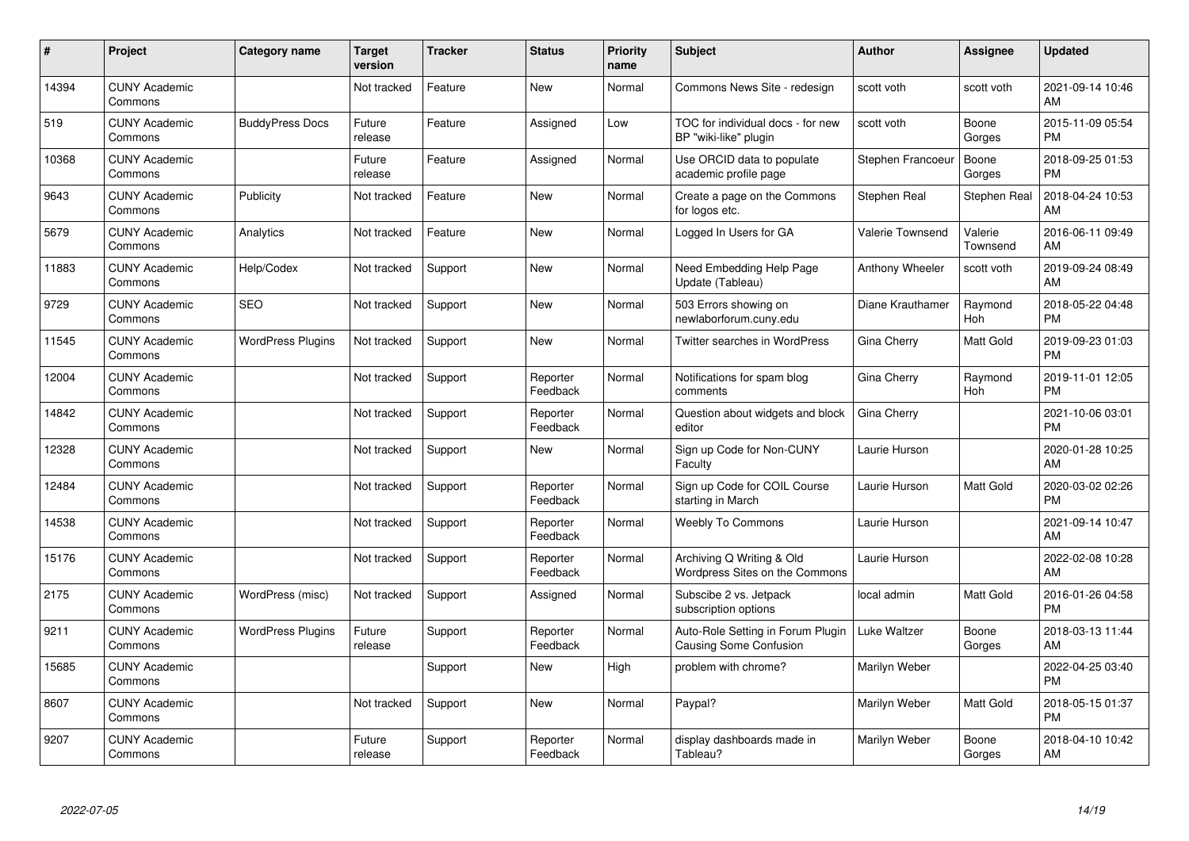| # | Project | Category name | Target version | Tracker | Status | Priority name | Subject | Author | Assignee | Updated |
|---|---|---|---|---|---|---|---|---|---|---|
| 14394 | CUNY Academic Commons | | Not tracked | Feature | New | Normal | Commons News Site - redesign | scott voth | scott voth | 2021-09-14 10:46 AM |
| 519 | CUNY Academic Commons | BuddyPress Docs | Future release | Feature | Assigned | Low | TOC for individual docs - for new BP "wiki-like" plugin | scott voth | Boone Gorges | 2015-11-09 05:54 PM |
| 10368 | CUNY Academic Commons | | Future release | Feature | Assigned | Normal | Use ORCID data to populate academic profile page | Stephen Francoeur | Boone Gorges | 2018-09-25 01:53 PM |
| 9643 | CUNY Academic Commons | Publicity | Not tracked | Feature | New | Normal | Create a page on the Commons for logos etc. | Stephen Real | Stephen Real | 2018-04-24 10:53 AM |
| 5679 | CUNY Academic Commons | Analytics | Not tracked | Feature | New | Normal | Logged In Users for GA | Valerie Townsend | Valerie Townsend | 2016-06-11 09:49 AM |
| 11883 | CUNY Academic Commons | Help/Codex | Not tracked | Support | New | Normal | Need Embedding Help Page Update (Tableau) | Anthony Wheeler | scott voth | 2019-09-24 08:49 AM |
| 9729 | CUNY Academic Commons | SEO | Not tracked | Support | New | Normal | 503 Errors showing on newlaborforum.cuny.edu | Diane Krauthamer | Raymond Hoh | 2018-05-22 04:48 PM |
| 11545 | CUNY Academic Commons | WordPress Plugins | Not tracked | Support | New | Normal | Twitter searches in WordPress | Gina Cherry | Matt Gold | 2019-09-23 01:03 PM |
| 12004 | CUNY Academic Commons | | Not tracked | Support | Reporter Feedback | Normal | Notifications for spam blog comments | Gina Cherry | Raymond Hoh | 2019-11-01 12:05 PM |
| 14842 | CUNY Academic Commons | | Not tracked | Support | Reporter Feedback | Normal | Question about widgets and block editor | Gina Cherry | | 2021-10-06 03:01 PM |
| 12328 | CUNY Academic Commons | | Not tracked | Support | New | Normal | Sign up Code for Non-CUNY Faculty | Laurie Hurson | | 2020-01-28 10:25 AM |
| 12484 | CUNY Academic Commons | | Not tracked | Support | Reporter Feedback | Normal | Sign up Code for COIL Course starting in March | Laurie Hurson | Matt Gold | 2020-03-02 02:26 PM |
| 14538 | CUNY Academic Commons | | Not tracked | Support | Reporter Feedback | Normal | Weebly To Commons | Laurie Hurson | | 2021-09-14 10:47 AM |
| 15176 | CUNY Academic Commons | | Not tracked | Support | Reporter Feedback | Normal | Archiving Q Writing & Old Wordpress Sites on the Commons | Laurie Hurson | | 2022-02-08 10:28 AM |
| 2175 | CUNY Academic Commons | WordPress (misc) | Not tracked | Support | Assigned | Normal | Subscibe 2 vs. Jetpack subscription options | local admin | Matt Gold | 2016-01-26 04:58 PM |
| 9211 | CUNY Academic Commons | WordPress Plugins | Future release | Support | Reporter Feedback | Normal | Auto-Role Setting in Forum Plugin Causing Some Confusion | Luke Waltzer | Boone Gorges | 2018-03-13 11:44 AM |
| 15685 | CUNY Academic Commons | | | Support | New | High | problem with chrome? | Marilyn Weber | | 2022-04-25 03:40 PM |
| 8607 | CUNY Academic Commons | | Not tracked | Support | New | Normal | Paypal? | Marilyn Weber | Matt Gold | 2018-05-15 01:37 PM |
| 9207 | CUNY Academic Commons | | Future release | Support | Reporter Feedback | Normal | display dashboards made in Tableau? | Marilyn Weber | Boone Gorges | 2018-04-10 10:42 AM |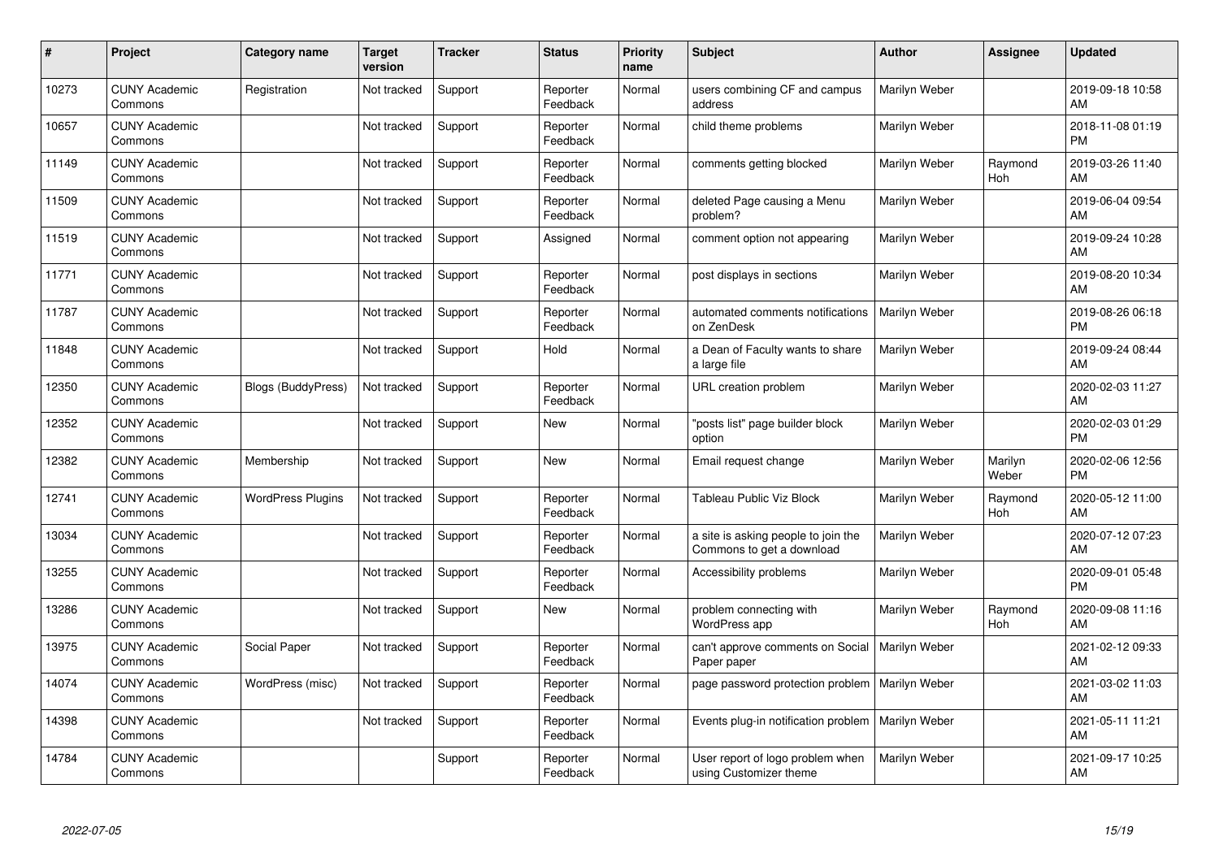| # | Project | Category name | Target version | Tracker | Status | Priority name | Subject | Author | Assignee | Updated |
|---|---|---|---|---|---|---|---|---|---|---|
| 10273 | CUNY Academic Commons | Registration | Not tracked | Support | Reporter Feedback | Normal | users combining CF and campus address | Marilyn Weber | | 2019-09-18 10:58 AM |
| 10657 | CUNY Academic Commons | | Not tracked | Support | Reporter Feedback | Normal | child theme problems | Marilyn Weber | | 2018-11-08 01:19 PM |
| 11149 | CUNY Academic Commons | | Not tracked | Support | Reporter Feedback | Normal | comments getting blocked | Marilyn Weber | Raymond Hoh | 2019-03-26 11:40 AM |
| 11509 | CUNY Academic Commons | | Not tracked | Support | Reporter Feedback | Normal | deleted Page causing a Menu problem? | Marilyn Weber | | 2019-06-04 09:54 AM |
| 11519 | CUNY Academic Commons | | Not tracked | Support | Assigned | Normal | comment option not appearing | Marilyn Weber | | 2019-09-24 10:28 AM |
| 11771 | CUNY Academic Commons | | Not tracked | Support | Reporter Feedback | Normal | post displays in sections | Marilyn Weber | | 2019-08-20 10:34 AM |
| 11787 | CUNY Academic Commons | | Not tracked | Support | Reporter Feedback | Normal | automated comments notifications on ZenDesk | Marilyn Weber | | 2019-08-26 06:18 PM |
| 11848 | CUNY Academic Commons | | Not tracked | Support | Hold | Normal | a Dean of Faculty wants to share a large file | Marilyn Weber | | 2019-09-24 08:44 AM |
| 12350 | CUNY Academic Commons | Blogs (BuddyPress) | Not tracked | Support | Reporter Feedback | Normal | URL creation problem | Marilyn Weber | | 2020-02-03 11:27 AM |
| 12352 | CUNY Academic Commons | | Not tracked | Support | New | Normal | "posts list" page builder block option | Marilyn Weber | | 2020-02-03 01:29 PM |
| 12382 | CUNY Academic Commons | Membership | Not tracked | Support | New | Normal | Email request change | Marilyn Weber | Marilyn Weber | 2020-02-06 12:56 PM |
| 12741 | CUNY Academic Commons | WordPress Plugins | Not tracked | Support | Reporter Feedback | Normal | Tableau Public Viz Block | Marilyn Weber | Raymond Hoh | 2020-05-12 11:00 AM |
| 13034 | CUNY Academic Commons | | Not tracked | Support | Reporter Feedback | Normal | a site is asking people to join the Commons to get a download | Marilyn Weber | | 2020-07-12 07:23 AM |
| 13255 | CUNY Academic Commons | | Not tracked | Support | Reporter Feedback | Normal | Accessibility problems | Marilyn Weber | | 2020-09-01 05:48 PM |
| 13286 | CUNY Academic Commons | | Not tracked | Support | New | Normal | problem connecting with WordPress app | Marilyn Weber | Raymond Hoh | 2020-09-08 11:16 AM |
| 13975 | CUNY Academic Commons | Social Paper | Not tracked | Support | Reporter Feedback | Normal | can't approve comments on Social Paper paper | Marilyn Weber | | 2021-02-12 09:33 AM |
| 14074 | CUNY Academic Commons | WordPress (misc) | Not tracked | Support | Reporter Feedback | Normal | page password protection problem | Marilyn Weber | | 2021-03-02 11:03 AM |
| 14398 | CUNY Academic Commons | | Not tracked | Support | Reporter Feedback | Normal | Events plug-in notification problem | Marilyn Weber | | 2021-05-11 11:21 AM |
| 14784 | CUNY Academic Commons | | | Support | Reporter Feedback | Normal | User report of logo problem when using Customizer theme | Marilyn Weber | | 2021-09-17 10:25 AM |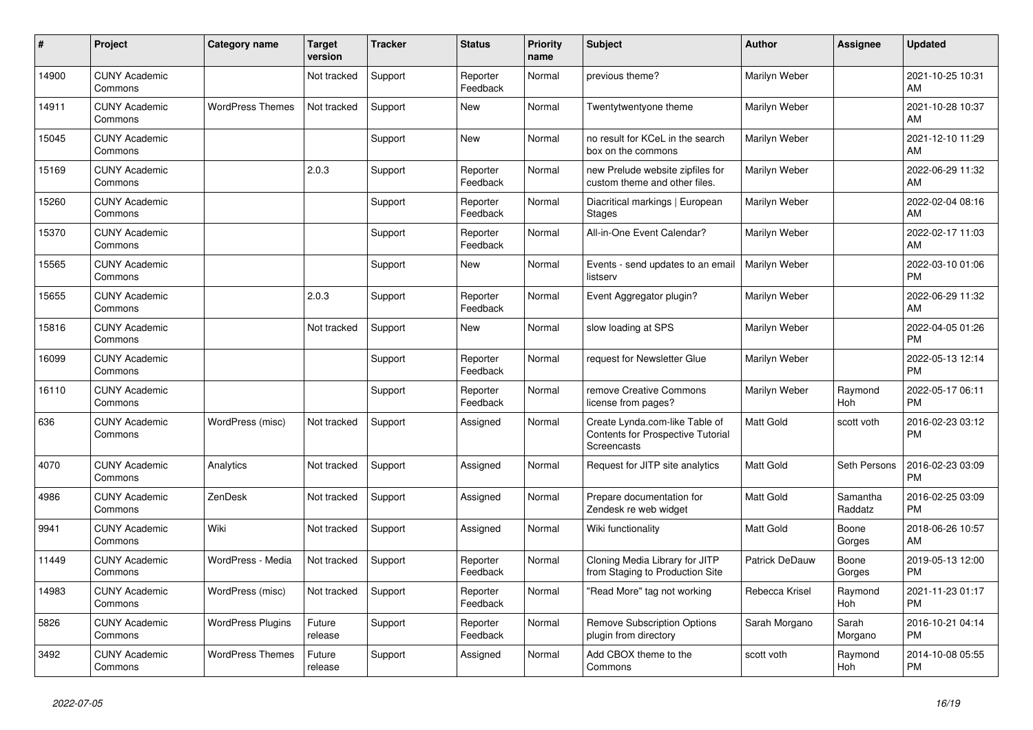| # | Project | Category name | Target version | Tracker | Status | Priority name | Subject | Author | Assignee | Updated |
|---|---|---|---|---|---|---|---|---|---|---|
| 14900 | CUNY Academic Commons | | Not tracked | Support | Reporter Feedback | Normal | previous theme? | Marilyn Weber | | 2021-10-25 10:31 AM |
| 14911 | CUNY Academic Commons | WordPress Themes | Not tracked | Support | New | Normal | Twentytwentyone theme | Marilyn Weber | | 2021-10-28 10:37 AM |
| 15045 | CUNY Academic Commons | | | Support | New | Normal | no result for KCeL in the search box on the commons | Marilyn Weber | | 2021-12-10 11:29 AM |
| 15169 | CUNY Academic Commons | | 2.0.3 | Support | Reporter Feedback | Normal | new Prelude website zipfiles for custom theme and other files. | Marilyn Weber | | 2022-06-29 11:32 AM |
| 15260 | CUNY Academic Commons | | | Support | Reporter Feedback | Normal | Diacritical markings \| European Stages | Marilyn Weber | | 2022-02-04 08:16 AM |
| 15370 | CUNY Academic Commons | | | Support | Reporter Feedback | Normal | All-in-One Event Calendar? | Marilyn Weber | | 2022-02-17 11:03 AM |
| 15565 | CUNY Academic Commons | | | Support | New | Normal | Events - send updates to an email listserv | Marilyn Weber | | 2022-03-10 01:06 PM |
| 15655 | CUNY Academic Commons | | 2.0.3 | Support | Reporter Feedback | Normal | Event Aggregator plugin? | Marilyn Weber | | 2022-06-29 11:32 AM |
| 15816 | CUNY Academic Commons | | Not tracked | Support | New | Normal | slow loading at SPS | Marilyn Weber | | 2022-04-05 01:26 PM |
| 16099 | CUNY Academic Commons | | | Support | Reporter Feedback | Normal | request for Newsletter Glue | Marilyn Weber | | 2022-05-13 12:14 PM |
| 16110 | CUNY Academic Commons | | | Support | Reporter Feedback | Normal | remove Creative Commons license from pages? | Marilyn Weber | Raymond Hoh | 2022-05-17 06:11 PM |
| 636 | CUNY Academic Commons | WordPress (misc) | Not tracked | Support | Assigned | Normal | Create Lynda.com-like Table of Contents for Prospective Tutorial Screencasts | Matt Gold | scott voth | 2016-02-23 03:12 PM |
| 4070 | CUNY Academic Commons | Analytics | Not tracked | Support | Assigned | Normal | Request for JITP site analytics | Matt Gold | Seth Persons | 2016-02-23 03:09 PM |
| 4986 | CUNY Academic Commons | ZenDesk | Not tracked | Support | Assigned | Normal | Prepare documentation for Zendesk re web widget | Matt Gold | Samantha Raddatz | 2016-02-25 03:09 PM |
| 9941 | CUNY Academic Commons | Wiki | Not tracked | Support | Assigned | Normal | Wiki functionality | Matt Gold | Boone Gorges | 2018-06-26 10:57 AM |
| 11449 | CUNY Academic Commons | WordPress - Media | Not tracked | Support | Reporter Feedback | Normal | Cloning Media Library for JITP from Staging to Production Site | Patrick DeDauw | Boone Gorges | 2019-05-13 12:00 PM |
| 14983 | CUNY Academic Commons | WordPress (misc) | Not tracked | Support | Reporter Feedback | Normal | "Read More" tag not working | Rebecca Krisel | Raymond Hoh | 2021-11-23 01:17 PM |
| 5826 | CUNY Academic Commons | WordPress Plugins | Future release | Support | Reporter Feedback | Normal | Remove Subscription Options plugin from directory | Sarah Morgano | Sarah Morgano | 2016-10-21 04:14 PM |
| 3492 | CUNY Academic Commons | WordPress Themes | Future release | Support | Assigned | Normal | Add CBOX theme to the Commons | scott voth | Raymond Hoh | 2014-10-08 05:55 PM |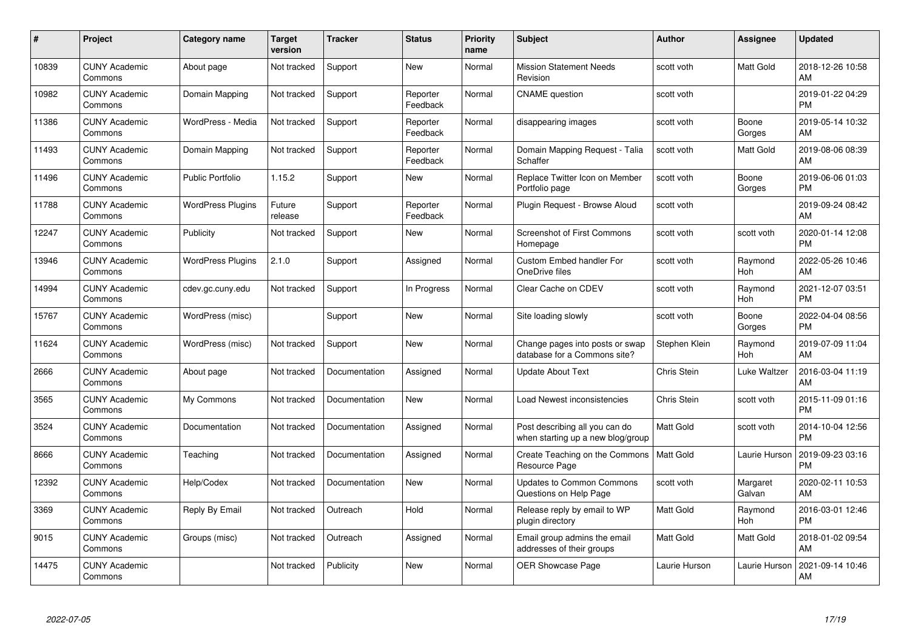| # | Project | Category name | Target version | Tracker | Status | Priority name | Subject | Author | Assignee | Updated |
|---|---|---|---|---|---|---|---|---|---|---|
| 10839 | CUNY Academic Commons | About page | Not tracked | Support | New | Normal | Mission Statement Needs Revision | scott voth | Matt Gold | 2018-12-26 10:58 AM |
| 10982 | CUNY Academic Commons | Domain Mapping | Not tracked | Support | Reporter Feedback | Normal | CNAME question | scott voth | | 2019-01-22 04:29 PM |
| 11386 | CUNY Academic Commons | WordPress - Media | Not tracked | Support | Reporter Feedback | Normal | disappearing images | scott voth | Boone Gorges | 2019-05-14 10:32 AM |
| 11493 | CUNY Academic Commons | Domain Mapping | Not tracked | Support | Reporter Feedback | Normal | Domain Mapping Request - Talia Schaffer | scott voth | Matt Gold | 2019-08-06 08:39 AM |
| 11496 | CUNY Academic Commons | Public Portfolio | 1.15.2 | Support | New | Normal | Replace Twitter Icon on Member Portfolio page | scott voth | Boone Gorges | 2019-06-06 01:03 PM |
| 11788 | CUNY Academic Commons | WordPress Plugins | Future release | Support | Reporter Feedback | Normal | Plugin Request - Browse Aloud | scott voth | | 2019-09-24 08:42 AM |
| 12247 | CUNY Academic Commons | Publicity | Not tracked | Support | New | Normal | Screenshot of First Commons Homepage | scott voth | scott voth | 2020-01-14 12:08 PM |
| 13946 | CUNY Academic Commons | WordPress Plugins | 2.1.0 | Support | Assigned | Normal | Custom Embed handler For OneDrive files | scott voth | Raymond Hoh | 2022-05-26 10:46 AM |
| 14994 | CUNY Academic Commons | cdev.gc.cuny.edu | Not tracked | Support | In Progress | Normal | Clear Cache on CDEV | scott voth | Raymond Hoh | 2021-12-07 03:51 PM |
| 15767 | CUNY Academic Commons | WordPress (misc) | | Support | New | Normal | Site loading slowly | scott voth | Boone Gorges | 2022-04-04 08:56 PM |
| 11624 | CUNY Academic Commons | WordPress (misc) | Not tracked | Support | New | Normal | Change pages into posts or swap database for a Commons site? | Stephen Klein | Raymond Hoh | 2019-07-09 11:04 AM |
| 2666 | CUNY Academic Commons | About page | Not tracked | Documentation | Assigned | Normal | Update About Text | Chris Stein | Luke Waltzer | 2016-03-04 11:19 AM |
| 3565 | CUNY Academic Commons | My Commons | Not tracked | Documentation | New | Normal | Load Newest inconsistencies | Chris Stein | scott voth | 2015-11-09 01:16 PM |
| 3524 | CUNY Academic Commons | Documentation | Not tracked | Documentation | Assigned | Normal | Post describing all you can do when starting up a new blog/group | Matt Gold | scott voth | 2014-10-04 12:56 PM |
| 8666 | CUNY Academic Commons | Teaching | Not tracked | Documentation | Assigned | Normal | Create Teaching on the Commons Resource Page | Matt Gold | Laurie Hurson | 2019-09-23 03:16 PM |
| 12392 | CUNY Academic Commons | Help/Codex | Not tracked | Documentation | New | Normal | Updates to Common Commons Questions on Help Page | scott voth | Margaret Galvan | 2020-02-11 10:53 AM |
| 3369 | CUNY Academic Commons | Reply By Email | Not tracked | Outreach | Hold | Normal | Release reply by email to WP plugin directory | Matt Gold | Raymond Hoh | 2016-03-01 12:46 PM |
| 9015 | CUNY Academic Commons | Groups (misc) | Not tracked | Outreach | Assigned | Normal | Email group admins the email addresses of their groups | Matt Gold | Matt Gold | 2018-01-02 09:54 AM |
| 14475 | CUNY Academic Commons | | Not tracked | Publicity | New | Normal | OER Showcase Page | Laurie Hurson | Laurie Hurson | 2021-09-14 10:46 AM |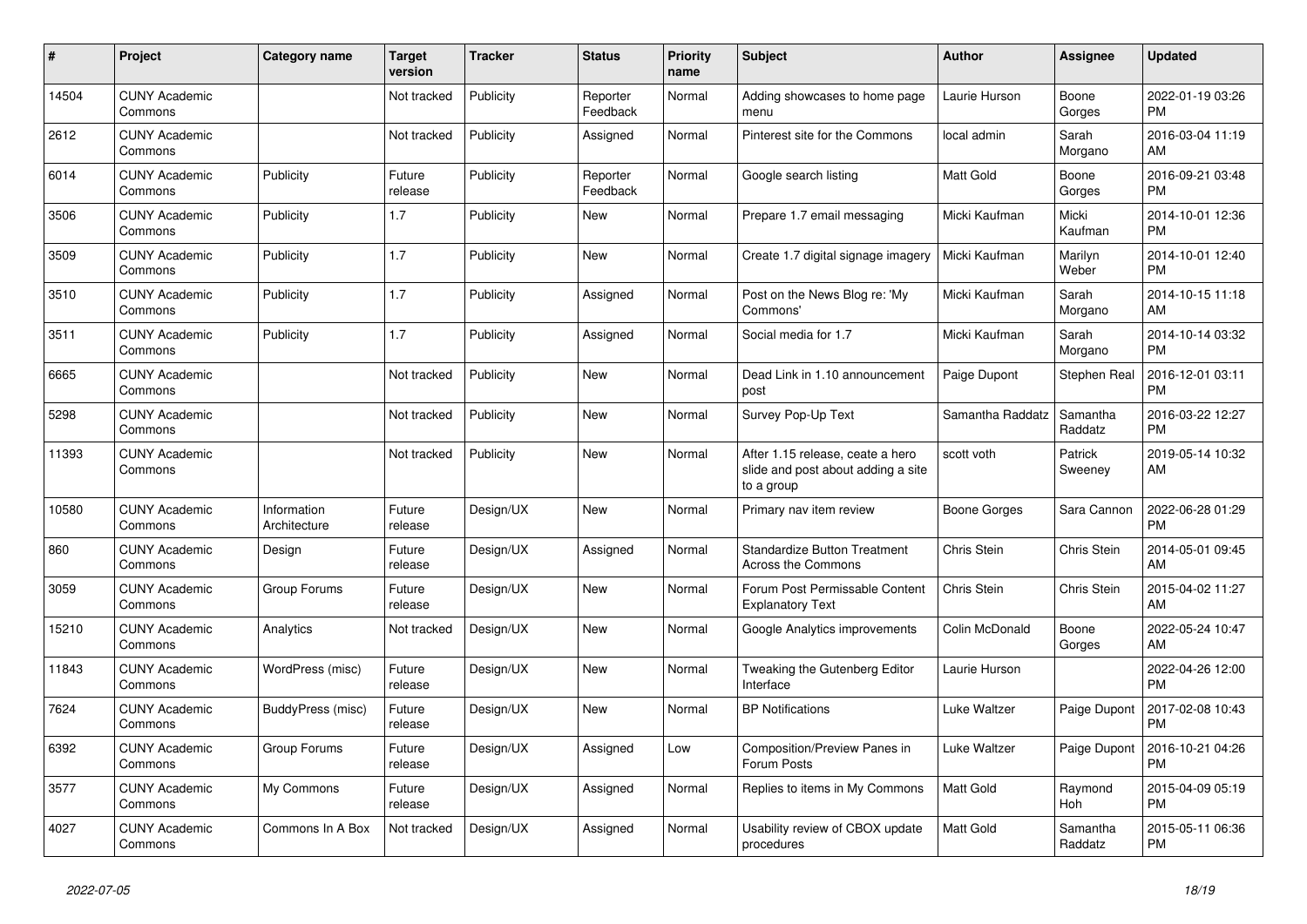| # | Project | Category name | Target version | Tracker | Status | Priority name | Subject | Author | Assignee | Updated |
|---|---|---|---|---|---|---|---|---|---|---|
| 14504 | CUNY Academic Commons | | Not tracked | Publicity | Reporter Feedback | Normal | Adding showcases to home page menu | Laurie Hurson | Boone Gorges | 2022-01-19 03:26 PM |
| 2612 | CUNY Academic Commons | | Not tracked | Publicity | Assigned | Normal | Pinterest site for the Commons | local admin | Sarah Morgano | 2016-03-04 11:19 AM |
| 6014 | CUNY Academic Commons | Publicity | Future release | Publicity | Reporter Feedback | Normal | Google search listing | Matt Gold | Boone Gorges | 2016-09-21 03:48 PM |
| 3506 | CUNY Academic Commons | Publicity | 1.7 | Publicity | New | Normal | Prepare 1.7 email messaging | Micki Kaufman | Micki Kaufman | 2014-10-01 12:36 PM |
| 3509 | CUNY Academic Commons | Publicity | 1.7 | Publicity | New | Normal | Create 1.7 digital signage imagery | Micki Kaufman | Marilyn Weber | 2014-10-01 12:40 PM |
| 3510 | CUNY Academic Commons | Publicity | 1.7 | Publicity | Assigned | Normal | Post on the News Blog re: 'My Commons' | Micki Kaufman | Sarah Morgano | 2014-10-15 11:18 AM |
| 3511 | CUNY Academic Commons | Publicity | 1.7 | Publicity | Assigned | Normal | Social media for 1.7 | Micki Kaufman | Sarah Morgano | 2014-10-14 03:32 PM |
| 6665 | CUNY Academic Commons | | Not tracked | Publicity | New | Normal | Dead Link in 1.10 announcement post | Paige Dupont | Stephen Real | 2016-12-01 03:11 PM |
| 5298 | CUNY Academic Commons | | Not tracked | Publicity | New | Normal | Survey Pop-Up Text | Samantha Raddatz | Samantha Raddatz | 2016-03-22 12:27 PM |
| 11393 | CUNY Academic Commons | | Not tracked | Publicity | New | Normal | After 1.15 release, ceate a hero slide and post about adding a site to a group | scott voth | Patrick Sweeney | 2019-05-14 10:32 AM |
| 10580 | CUNY Academic Commons | Information Architecture | Future release | Design/UX | New | Normal | Primary nav item review | Boone Gorges | Sara Cannon | 2022-06-28 01:29 PM |
| 860 | CUNY Academic Commons | Design | Future release | Design/UX | Assigned | Normal | Standardize Button Treatment Across the Commons | Chris Stein | Chris Stein | 2014-05-01 09:45 AM |
| 3059 | CUNY Academic Commons | Group Forums | Future release | Design/UX | New | Normal | Forum Post Permissable Content Explanatory Text | Chris Stein | Chris Stein | 2015-04-02 11:27 AM |
| 15210 | CUNY Academic Commons | Analytics | Not tracked | Design/UX | New | Normal | Google Analytics improvements | Colin McDonald | Boone Gorges | 2022-05-24 10:47 AM |
| 11843 | CUNY Academic Commons | WordPress (misc) | Future release | Design/UX | New | Normal | Tweaking the Gutenberg Editor Interface | Laurie Hurson | | 2022-04-26 12:00 PM |
| 7624 | CUNY Academic Commons | BuddyPress (misc) | Future release | Design/UX | New | Normal | BP Notifications | Luke Waltzer | Paige Dupont | 2017-02-08 10:43 PM |
| 6392 | CUNY Academic Commons | Group Forums | Future release | Design/UX | Assigned | Low | Composition/Preview Panes in Forum Posts | Luke Waltzer | Paige Dupont | 2016-10-21 04:26 PM |
| 3577 | CUNY Academic Commons | My Commons | Future release | Design/UX | Assigned | Normal | Replies to items in My Commons | Matt Gold | Raymond Hoh | 2015-04-09 05:19 PM |
| 4027 | CUNY Academic Commons | Commons In A Box | Not tracked | Design/UX | Assigned | Normal | Usability review of CBOX update procedures | Matt Gold | Samantha Raddatz | 2015-05-11 06:36 PM |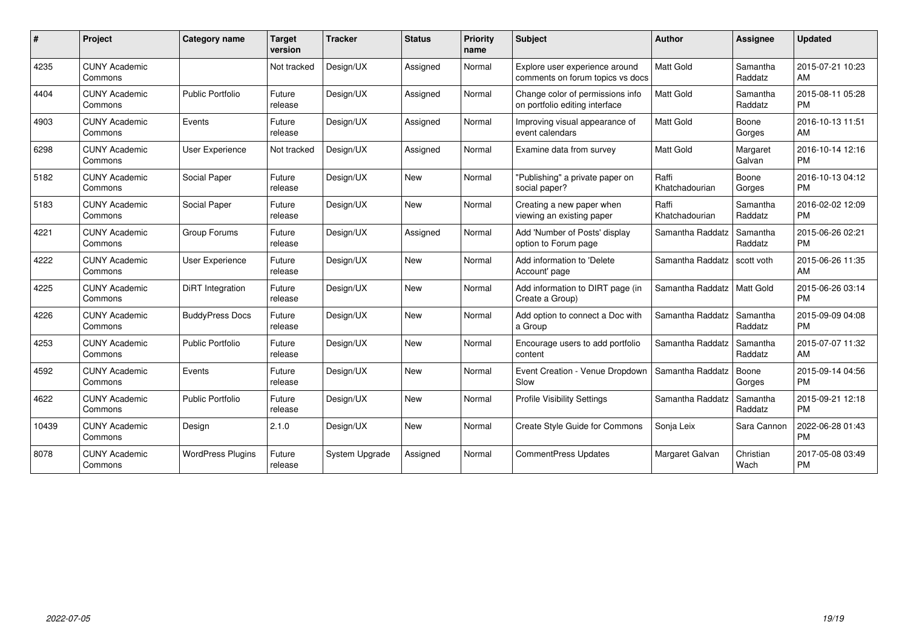| # | Project | Category name | Target version | Tracker | Status | Priority name | Subject | Author | Assignee | Updated |
|---|---|---|---|---|---|---|---|---|---|---|
| 4235 | CUNY Academic Commons | | Not tracked | Design/UX | Assigned | Normal | Explore user experience around comments on forum topics vs docs | Matt Gold | Samantha Raddatz | 2015-07-21 10:23 AM |
| 4404 | CUNY Academic Commons | Public Portfolio | Future release | Design/UX | Assigned | Normal | Change color of permissions info on portfolio editing interface | Matt Gold | Samantha Raddatz | 2015-08-11 05:28 PM |
| 4903 | CUNY Academic Commons | Events | Future release | Design/UX | Assigned | Normal | Improving visual appearance of event calendars | Matt Gold | Boone Gorges | 2016-10-13 11:51 AM |
| 6298 | CUNY Academic Commons | User Experience | Not tracked | Design/UX | Assigned | Normal | Examine data from survey | Matt Gold | Margaret Galvan | 2016-10-14 12:16 PM |
| 5182 | CUNY Academic Commons | Social Paper | Future release | Design/UX | New | Normal | "Publishing" a private paper on social paper? | Raffi Khatchadourian | Boone Gorges | 2016-10-13 04:12 PM |
| 5183 | CUNY Academic Commons | Social Paper | Future release | Design/UX | New | Normal | Creating a new paper when viewing an existing paper | Raffi Khatchadourian | Samantha Raddatz | 2016-02-02 12:09 PM |
| 4221 | CUNY Academic Commons | Group Forums | Future release | Design/UX | Assigned | Normal | Add 'Number of Posts' display option to Forum page | Samantha Raddatz | Samantha Raddatz | 2015-06-26 02:21 PM |
| 4222 | CUNY Academic Commons | User Experience | Future release | Design/UX | New | Normal | Add information to 'Delete Account' page | Samantha Raddatz | scott voth | 2015-06-26 11:35 AM |
| 4225 | CUNY Academic Commons | DiRT Integration | Future release | Design/UX | New | Normal | Add information to DIRT page (in Create a Group) | Samantha Raddatz | Matt Gold | 2015-06-26 03:14 PM |
| 4226 | CUNY Academic Commons | BuddyPress Docs | Future release | Design/UX | New | Normal | Add option to connect a Doc with a Group | Samantha Raddatz | Samantha Raddatz | 2015-09-09 04:08 PM |
| 4253 | CUNY Academic Commons | Public Portfolio | Future release | Design/UX | New | Normal | Encourage users to add portfolio content | Samantha Raddatz | Samantha Raddatz | 2015-07-07 11:32 AM |
| 4592 | CUNY Academic Commons | Events | Future release | Design/UX | New | Normal | Event Creation - Venue Dropdown Slow | Samantha Raddatz | Boone Gorges | 2015-09-14 04:56 PM |
| 4622 | CUNY Academic Commons | Public Portfolio | Future release | Design/UX | New | Normal | Profile Visibility Settings | Samantha Raddatz | Samantha Raddatz | 2015-09-21 12:18 PM |
| 10439 | CUNY Academic Commons | Design | 2.1.0 | Design/UX | New | Normal | Create Style Guide for Commons | Sonja Leix | Sara Cannon | 2022-06-28 01:43 PM |
| 8078 | CUNY Academic Commons | WordPress Plugins | Future release | System Upgrade | Assigned | Normal | CommentPress Updates | Margaret Galvan | Christian Wach | 2017-05-08 03:49 PM |